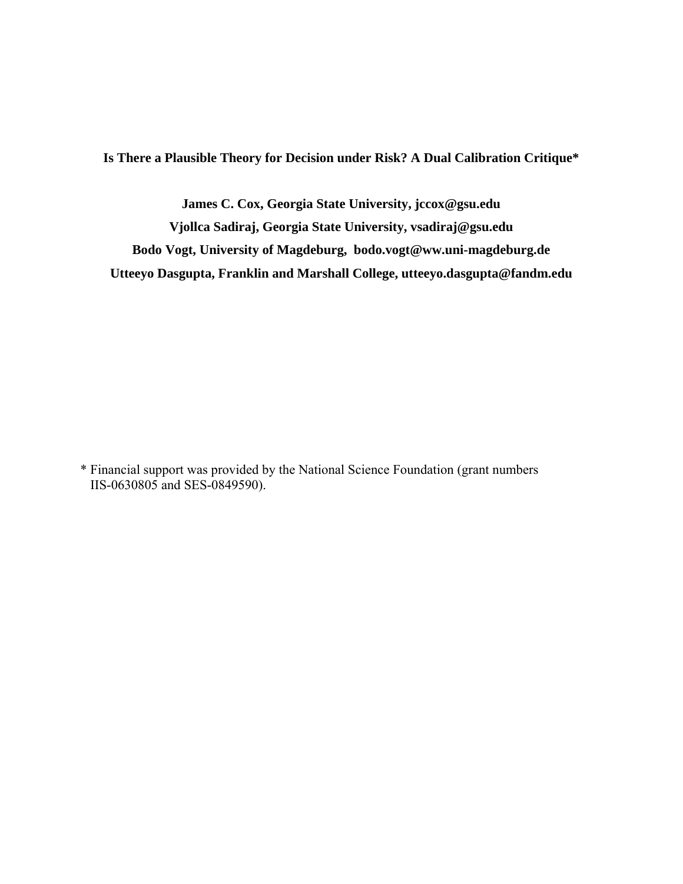# Is There a Plausible Theory for Decision under Risk? A Dual Calibration Critique*

**James C. Cox, Georgia State University, jccox@gsu.edu**

**Vjollca Sadiraj, Georgia State University, vsadiraj@gsu.edu**

**Bodo Vogt, University of Magdeburg, bodo.vogt@ww.uni-magdeburg.de**

**Utteeyo Dasgupta, Franklin and Marshall College, utteeyo.dasgupta@fandm.edu**

\* Financial support was provided by the National Science Foundation (grant numbers IIS-0630805 and SES-0849590).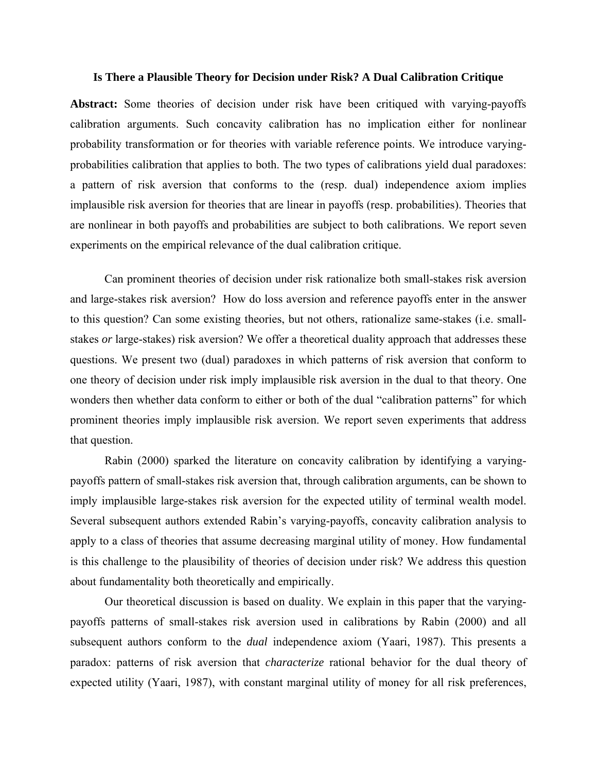**Is There a Plausible Theory for Decision under Risk? A Dual Calibration Critique**

**Abstract:** Some theories of decision under risk have been critiqued with varying-payoffs calibration arguments. Such concavity calibration has no implication either for nonlinear probability transformation or for theories with variable reference points. We introduce varying-probabilities calibration that applies to both. The two types of calibrations yield dual paradoxes: a pattern of risk aversion that conforms to the (resp. dual) independence axiom implies implausible risk aversion for theories that are linear in payoffs (resp. probabilities). Theories that are nonlinear in both payoffs and probabilities are subject to both calibrations. We report seven experiments on the empirical relevance of the dual calibration critique.

Can prominent theories of decision under risk rationalize both small-stakes risk aversion and large-stakes risk aversion? How do loss aversion and reference payoffs enter in the answer to this question? Can some existing theories, but not others, rationalize same-stakes (i.e. small-stakes *or* large-stakes) risk aversion? We offer a theoretical duality approach that addresses these questions. We present two (dual) paradoxes in which patterns of risk aversion that conform to one theory of decision under risk imply implausible risk aversion in the dual to that theory. One wonders then whether data conform to either or both of the dual "calibration patterns" for which prominent theories imply implausible risk aversion. We report seven experiments that address that question.

Rabin (2000) sparked the literature on concavity calibration by identifying a varying-payoffs pattern of small-stakes risk aversion that, through calibration arguments, can be shown to imply implausible large-stakes risk aversion for the expected utility of terminal wealth model. Several subsequent authors extended Rabin's varying-payoffs, concavity calibration analysis to apply to a class of theories that assume decreasing marginal utility of money. How fundamental is this challenge to the plausibility of theories of decision under risk? We address this question about fundamentality both theoretically and empirically.

Our theoretical discussion is based on duality. We explain in this paper that the varying-payoffs patterns of small-stakes risk aversion used in calibrations by Rabin (2000) and all subsequent authors conform to the *dual* independence axiom (Yaari, 1987). This presents a paradox: patterns of risk aversion that *characterize* rational behavior for the dual theory of expected utility (Yaari, 1987), with constant marginal utility of money for all risk preferences,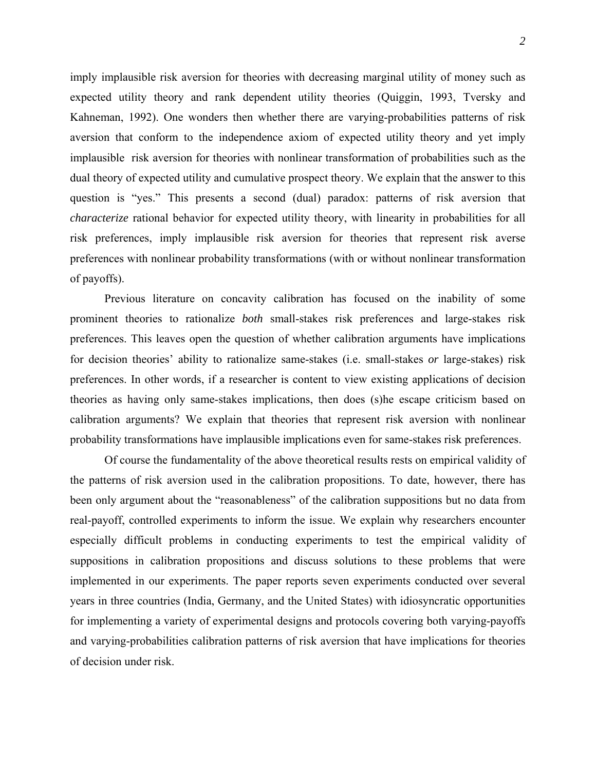imply implausible risk aversion for theories with decreasing marginal utility of money such as expected utility theory and rank dependent utility theories (Quiggin, 1993, Tversky and Kahneman, 1992). One wonders then whether there are varying-probabilities patterns of risk aversion that conform to the independence axiom of expected utility theory and yet imply implausible risk aversion for theories with nonlinear transformation of probabilities such as the dual theory of expected utility and cumulative prospect theory. We explain that the answer to this question is "yes." This presents a second (dual) paradox: patterns of risk aversion that *characterize* rational behavior for expected utility theory, with linearity in probabilities for all risk preferences, imply implausible risk aversion for theories that represent risk averse preferences with nonlinear probability transformations (with or without nonlinear transformation of payoffs).

Previous literature on concavity calibration has focused on the inability of some prominent theories to rationalize *both* small-stakes risk preferences and large-stakes risk preferences. This leaves open the question of whether calibration arguments have implications for decision theories' ability to rationalize same-stakes (i.e. small-stakes *or* large-stakes) risk preferences. In other words, if a researcher is content to view existing applications of decision theories as having only same-stakes implications, then does (s)he escape criticism based on calibration arguments? We explain that theories that represent risk aversion with nonlinear probability transformations have implausible implications even for same-stakes risk preferences.

Of course the fundamentality of the above theoretical results rests on empirical validity of the patterns of risk aversion used in the calibration propositions. To date, however, there has been only argument about the "reasonableness" of the calibration suppositions but no data from real-payoff, controlled experiments to inform the issue. We explain why researchers encounter especially difficult problems in conducting experiments to test the empirical validity of suppositions in calibration propositions and discuss solutions to these problems that were implemented in our experiments. The paper reports seven experiments conducted over several years in three countries (India, Germany, and the United States) with idiosyncratic opportunities for implementing a variety of experimental designs and protocols covering both varying-payoffs and varying-probabilities calibration patterns of risk aversion that have implications for theories of decision under risk.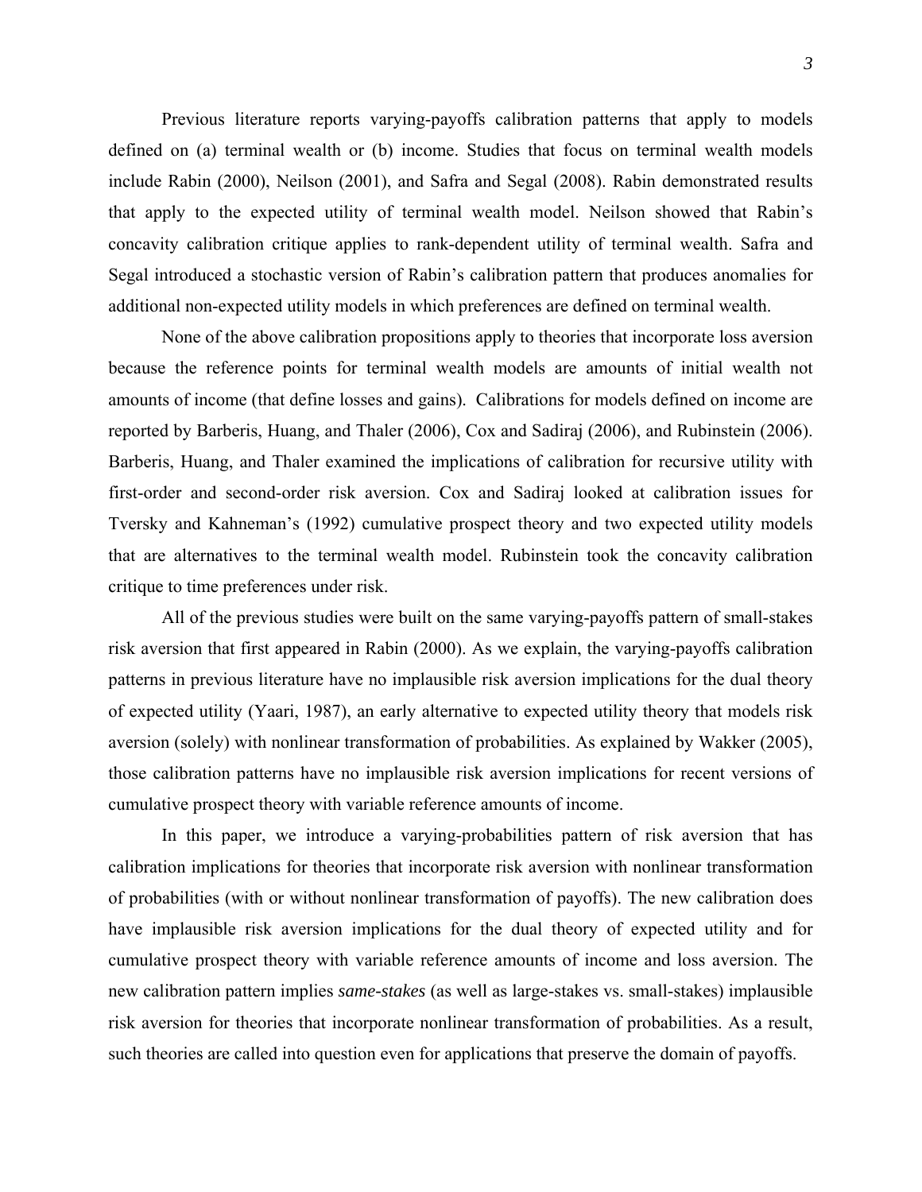Previous literature reports varying-payoffs calibration patterns that apply to models defined on (a) terminal wealth or (b) income. Studies that focus on terminal wealth models include Rabin (2000), Neilson (2001), and Safra and Segal (2008). Rabin demonstrated results that apply to the expected utility of terminal wealth model. Neilson showed that Rabin's concavity calibration critique applies to rank-dependent utility of terminal wealth. Safra and Segal introduced a stochastic version of Rabin's calibration pattern that produces anomalies for additional non-expected utility models in which preferences are defined on terminal wealth.

None of the above calibration propositions apply to theories that incorporate loss aversion because the reference points for terminal wealth models are amounts of initial wealth not amounts of income (that define losses and gains). Calibrations for models defined on income are reported by Barberis, Huang, and Thaler (2006), Cox and Sadiraj (2006), and Rubinstein (2006). Barberis, Huang, and Thaler examined the implications of calibration for recursive utility with first-order and second-order risk aversion. Cox and Sadiraj looked at calibration issues for Tversky and Kahneman's (1992) cumulative prospect theory and two expected utility models that are alternatives to the terminal wealth model. Rubinstein took the concavity calibration critique to time preferences under risk.

All of the previous studies were built on the same varying-payoffs pattern of small-stakes risk aversion that first appeared in Rabin (2000). As we explain, the varying-payoffs calibration patterns in previous literature have no implausible risk aversion implications for the dual theory of expected utility (Yaari, 1987), an early alternative to expected utility theory that models risk aversion (solely) with nonlinear transformation of probabilities. As explained by Wakker (2005), those calibration patterns have no implausible risk aversion implications for recent versions of cumulative prospect theory with variable reference amounts of income.

In this paper, we introduce a varying-probabilities pattern of risk aversion that has calibration implications for theories that incorporate risk aversion with nonlinear transformation of probabilities (with or without nonlinear transformation of payoffs). The new calibration does have implausible risk aversion implications for the dual theory of expected utility and for cumulative prospect theory with variable reference amounts of income and loss aversion. The new calibration pattern implies *same-stakes* (as well as large-stakes vs. small-stakes) implausible risk aversion for theories that incorporate nonlinear transformation of probabilities. As a result, such theories are called into question even for applications that preserve the domain of payoffs.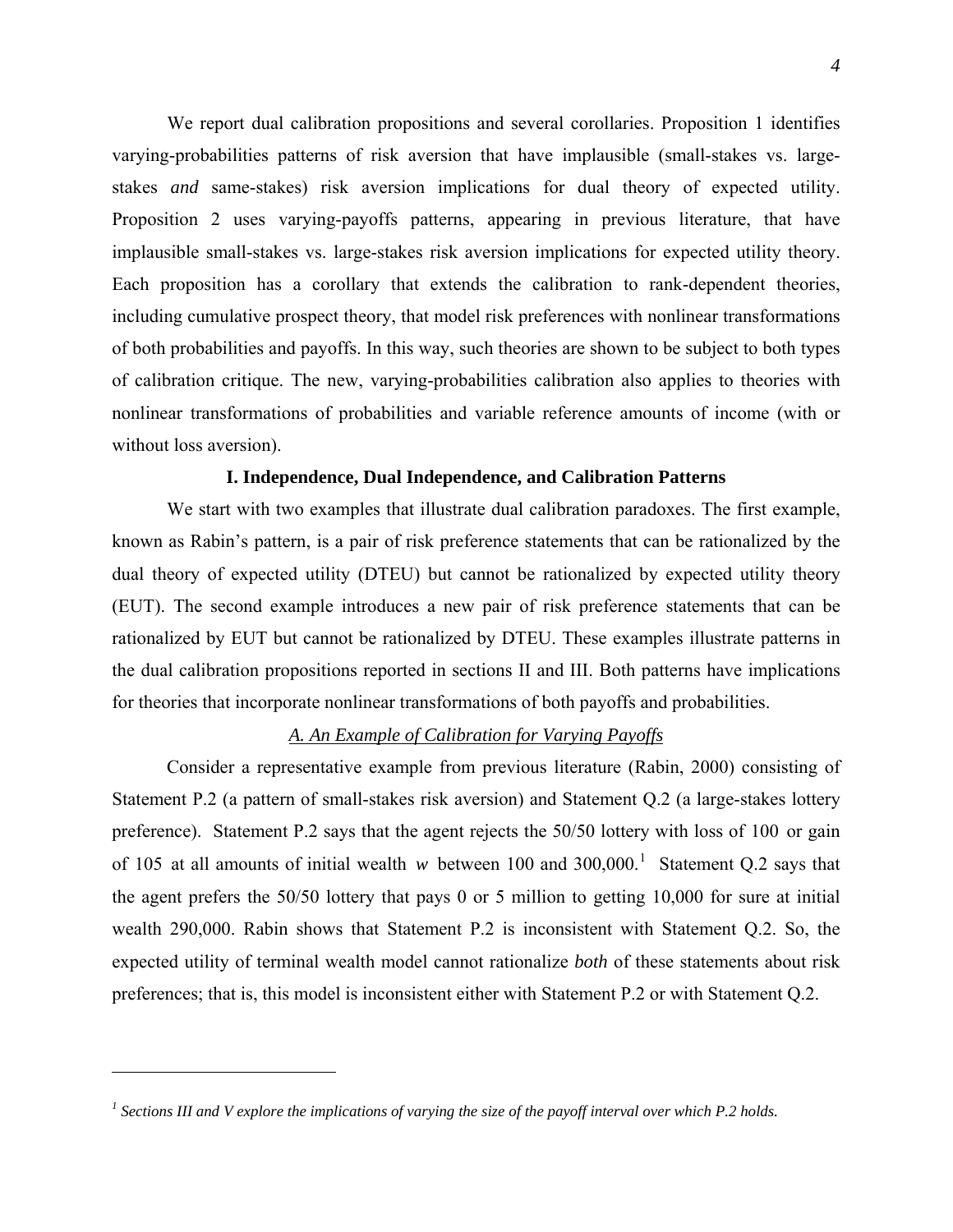We report dual calibration propositions and several corollaries. Proposition 1 identifies varying-probabilities patterns of risk aversion that have implausible (small-stakes vs. large-stakes *and* same-stakes) risk aversion implications for dual theory of expected utility. Proposition 2 uses varying-payoffs patterns, appearing in previous literature, that have implausible small-stakes vs. large-stakes risk aversion implications for expected utility theory. Each proposition has a corollary that extends the calibration to rank-dependent theories, including cumulative prospect theory, that model risk preferences with nonlinear transformations of both probabilities and payoffs. In this way, such theories are shown to be subject to both types of calibration critique. The new, varying-probabilities calibration also applies to theories with nonlinear transformations of probabilities and variable reference amounts of income (with or without loss aversion).

## I. Independence, Dual Independence, and Calibration Patterns

We start with two examples that illustrate dual calibration paradoxes. The first example, known as Rabin's pattern, is a pair of risk preference statements that can be rationalized by the dual theory of expected utility (DTEU) but cannot be rationalized by expected utility theory (EUT). The second example introduces a new pair of risk preference statements that can be rationalized by EUT but cannot be rationalized by DTEU. These examples illustrate patterns in the dual calibration propositions reported in sections II and III. Both patterns have implications for theories that incorporate nonlinear transformations of both payoffs and probabilities.

### *A. An Example of Calibration for Varying Payoffs*

Consider a representative example from previous literature (Rabin, 2000) consisting of Statement P.2 (a pattern of small-stakes risk aversion) and Statement Q.2 (a large-stakes lottery preference). Statement P.2 says that the agent rejects the 50/50 lottery with loss of 100 or gain of 105 at all amounts of initial wealth $w$ between 100 and 300,000.[1] Statement Q.2 says that the agent prefers the 50/50 lottery that pays 0 or 5 million to getting 10,000 for sure at initial wealth 290,000. Rabin shows that Statement P.2 is inconsistent with Statement Q.2. So, the expected utility of terminal wealth model cannot rationalize *both* of these statements about risk preferences; that is, this model is inconsistent either with Statement P.2 or with Statement Q.2.

[1] *Sections III and V explore the implications of varying the size of the payoff interval over which P.2 holds.*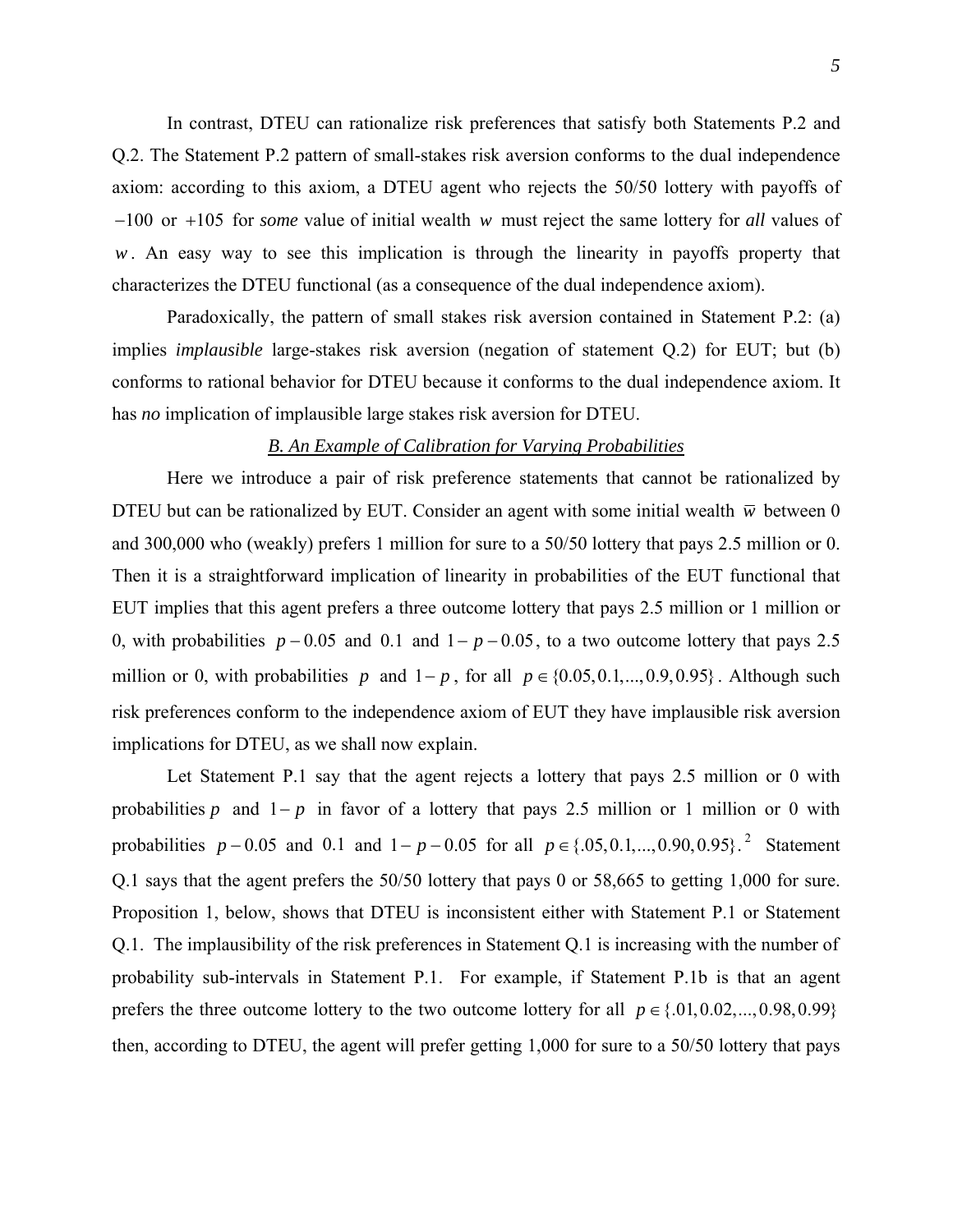In contrast, DTEU can rationalize risk preferences that satisfy both Statements P.2 and Q.2. The Statement P.2 pattern of small-stakes risk aversion conforms to the dual independence axiom: according to this axiom, a DTEU agent who rejects the 50/50 lottery with payoffs of $-100$ or $+105$ for *some* value of initial wealth $w$ must reject the same lottery for *all* values of $w$. An easy way to see this implication is through the linearity in payoffs property that characterizes the DTEU functional (as a consequence of the dual independence axiom).

Paradoxically, the pattern of small stakes risk aversion contained in Statement P.2: (a) implies *implausible* large-stakes risk aversion (negation of statement Q.2) for EUT; but (b) conforms to rational behavior for DTEU because it conforms to the dual independence axiom. It has *no* implication of implausible large stakes risk aversion for DTEU.

### *B. An Example of Calibration for Varying Probabilities*

Here we introduce a pair of risk preference statements that cannot be rationalized by DTEU but can be rationalized by EUT. Consider an agent with some initial wealth $\overline{w}$ between 0 and 300,000 who (weakly) prefers 1 million for sure to a 50/50 lottery that pays 2.5 million or 0. Then it is a straightforward implication of linearity in probabilities of the EUT functional that EUT implies that this agent prefers a three outcome lottery that pays 2.5 million or 1 million or 0, with probabilities $p-0.05$ and $0.1$ and $1-p-0.05$, to a two outcome lottery that pays 2.5 million or 0, with probabilities $p$ and $1-p$, for all $p \in \{0.05, 0.1, ..., 0.9, 0.95\}$. Although such risk preferences conform to the independence axiom of EUT they have implausible risk aversion implications for DTEU, as we shall now explain.

Let Statement P.1 say that the agent rejects a lottery that pays 2.5 million or 0 with probabilities $p$ and $1-p$ in favor of a lottery that pays 2.5 million or 1 million or 0 with probabilities $p-0.05$ and $0.1$ and $1-p-0.05$ for all $p \in \{.05, 0.1, ..., 0.90, 0.95\}$.[2] Statement Q.1 says that the agent prefers the 50/50 lottery that pays 0 or 58,665 to getting 1,000 for sure. Proposition 1, below, shows that DTEU is inconsistent either with Statement P.1 or Statement Q.1. The implausibility of the risk preferences in Statement Q.1 is increasing with the number of probability sub-intervals in Statement P.1. For example, if Statement P.1b is that an agent prefers the three outcome lottery to the two outcome lottery for all $p \in \{.01, 0.02, ..., 0.98, 0.99\}$ then, according to DTEU, the agent will prefer getting 1,000 for sure to a 50/50 lottery that pays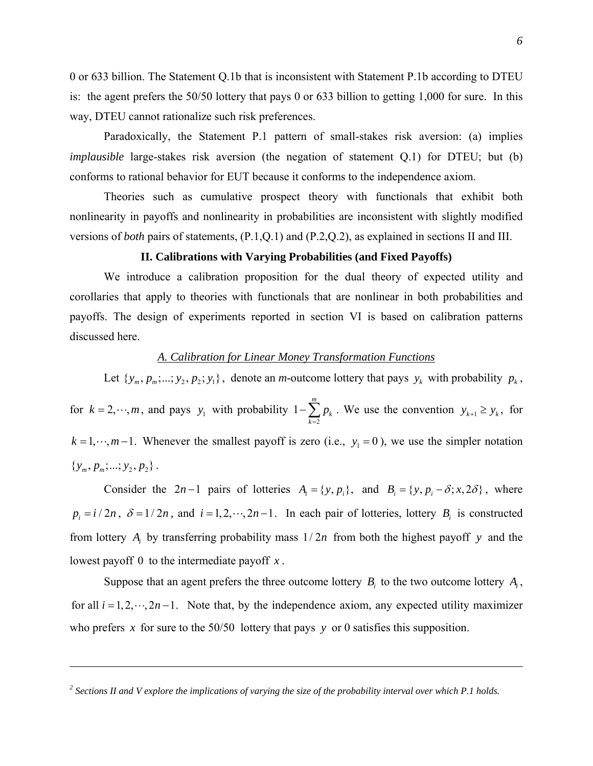0 or 633 billion. The Statement Q.1b that is inconsistent with Statement P.1b according to DTEU is: the agent prefers the 50/50 lottery that pays 0 or 633 billion to getting 1,000 for sure. In this way, DTEU cannot rationalize such risk preferences.

Paradoxically, the Statement P.1 pattern of small-stakes risk aversion: (a) implies *implausible* large-stakes risk aversion (the negation of statement Q.1) for DTEU; but (b) conforms to rational behavior for EUT because it conforms to the independence axiom.

Theories such as cumulative prospect theory with functionals that exhibit both nonlinearity in payoffs and nonlinearity in probabilities are inconsistent with slightly modified versions of *both* pairs of statements, (P.1,Q.1) and (P.2,Q.2), as explained in sections II and III.

## II. Calibrations with Varying Probabilities (and Fixed Payoffs)

We introduce a calibration proposition for the dual theory of expected utility and corollaries that apply to theories with functionals that are nonlinear in both probabilities and payoffs. The design of experiments reported in section VI is based on calibration patterns discussed here.

### A. Calibration for Linear Money Transformation Functions

Let $\{y_m, p_m; ...; y_2, p_2; y_1\}$, denote an *m*-outcome lottery that pays $y_k$ with probability $p_k$, for $k = 2, \cdots, m$, and pays $y_1$ with probability $1 - \sum_{k=2}^{m} p_k$. We use the convention $y_{k+1} \geq y_k$, for $k = 1, \cdots, m-1$. Whenever the smallest payoff is zero (i.e., $y_1 = 0$), we use the simpler notation $\{y_m, p_m; ...; y_2, p_2\}$.

Consider the $2n-1$ pairs of lotteries $A_i = \{y, p_i\}$, and $B_i = \{y, p_i - \delta; x, 2\delta\}$, where $p_i = i/2n$, $\delta = 1/2n$, and $i = 1, 2, \cdots, 2n-1$. In each pair of lotteries, lottery $B_i$ is constructed from lottery $A_i$ by transferring probability mass $1/2n$ from both the highest payoff $y$ and the lowest payoff $0$ to the intermediate payoff $x$.

Suppose that an agent prefers the three outcome lottery $B_i$ to the two outcome lottery $A_i$, for all $i = 1, 2, \cdots, 2n-1$. Note that, by the independence axiom, any expected utility maximizer who prefers $x$ for sure to the 50/50 lottery that pays $y$ or 0 satisfies this supposition.

---

[2] *Sections II and V explore the implications of varying the size of the probability interval over which P.1 holds.*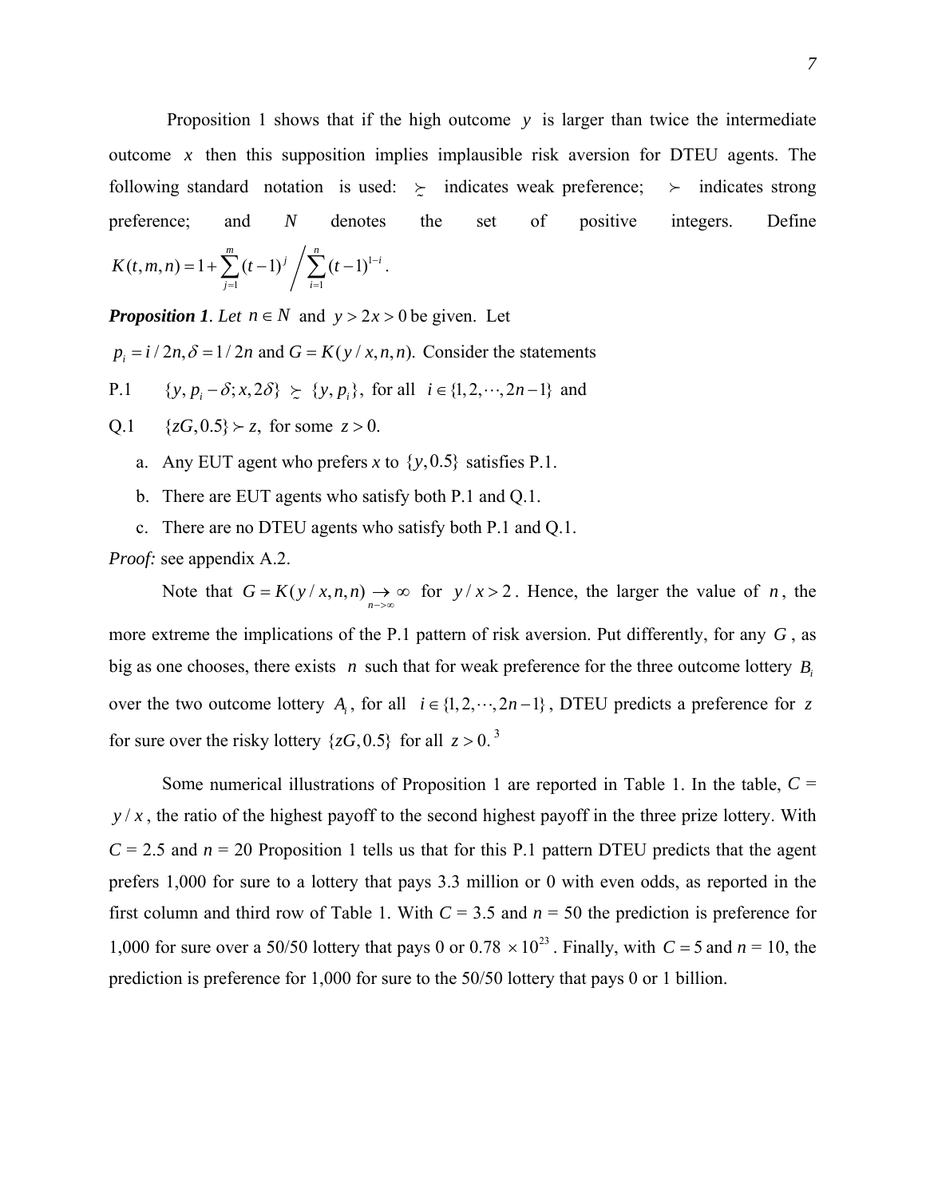Proposition 1 shows that if the high outcome $y$ is larger than twice the intermediate outcome $x$ then this supposition implies implausible risk aversion for DTEU agents. The following standard notation is used: $\succsim$ indicates weak preference; $\succ$ indicates strong preference; and $N$ denotes the set of positive integers. Define $K(t,m,n) = 1 + \sum_{j=1}^{m}(t-1)^{j} \Big/ \sum_{i=1}^{n}(t-1)^{1-i}$.

***Proposition 1****. Let* $n \in N$ *and* $y > 2x > 0$ *be given. Let*

$p_i = i/2n, \delta = 1/2n$ and $G = K(y/x, n, n).$ Consider the statements

P.1 $\{y, p_i - \delta; x, 2\delta\} \succsim \{y, p_i\},$ for all $i \in \{1, 2, \cdots, 2n-1\}$ and

Q.1 $\{zG, 0.5\} \succ z,$ for some $z > 0.$

a. Any EUT agent who prefers *x* to $\{y, 0.5\}$ satisfies P.1.

b. There are EUT agents who satisfy both P.1 and Q.1.

c. There are no DTEU agents who satisfy both P.1 and Q.1.

*Proof:* see appendix A.2.

Note that $G = K(y/x, n, n) \underset{n \to \infty}{\rightarrow} \infty$ for $y/x > 2$. Hence, the larger the value of $n$, the more extreme the implications of the P.1 pattern of risk aversion. Put differently, for any $G$, as big as one chooses, there exists $n$ such that for weak preference for the three outcome lottery $B_i$ over the two outcome lottery $A_i$, for all $i \in \{1, 2, \cdots, 2n-1\}$, DTEU predicts a preference for $z$ for sure over the risky lottery $\{zG, 0.5\}$ for all $z > 0$. [3]

Some numerical illustrations of Proposition 1 are reported in Table 1. In the table, $C = y/x$, the ratio of the highest payoff to the second highest payoff in the three prize lottery. With $C$ = 2.5 and $n$ = 20 Proposition 1 tells us that for this P.1 pattern DTEU predicts that the agent prefers 1,000 for sure to a lottery that pays 3.3 million or 0 with even odds, as reported in the first column and third row of Table 1. With $C$ = 3.5 and $n$ = 50 the prediction is preference for 1,000 for sure over a 50/50 lottery that pays 0 or $0.78 \times 10^{23}$. Finally, with $C = 5$ and $n$ = 10, the prediction is preference for 1,000 for sure to the 50/50 lottery that pays 0 or 1 billion.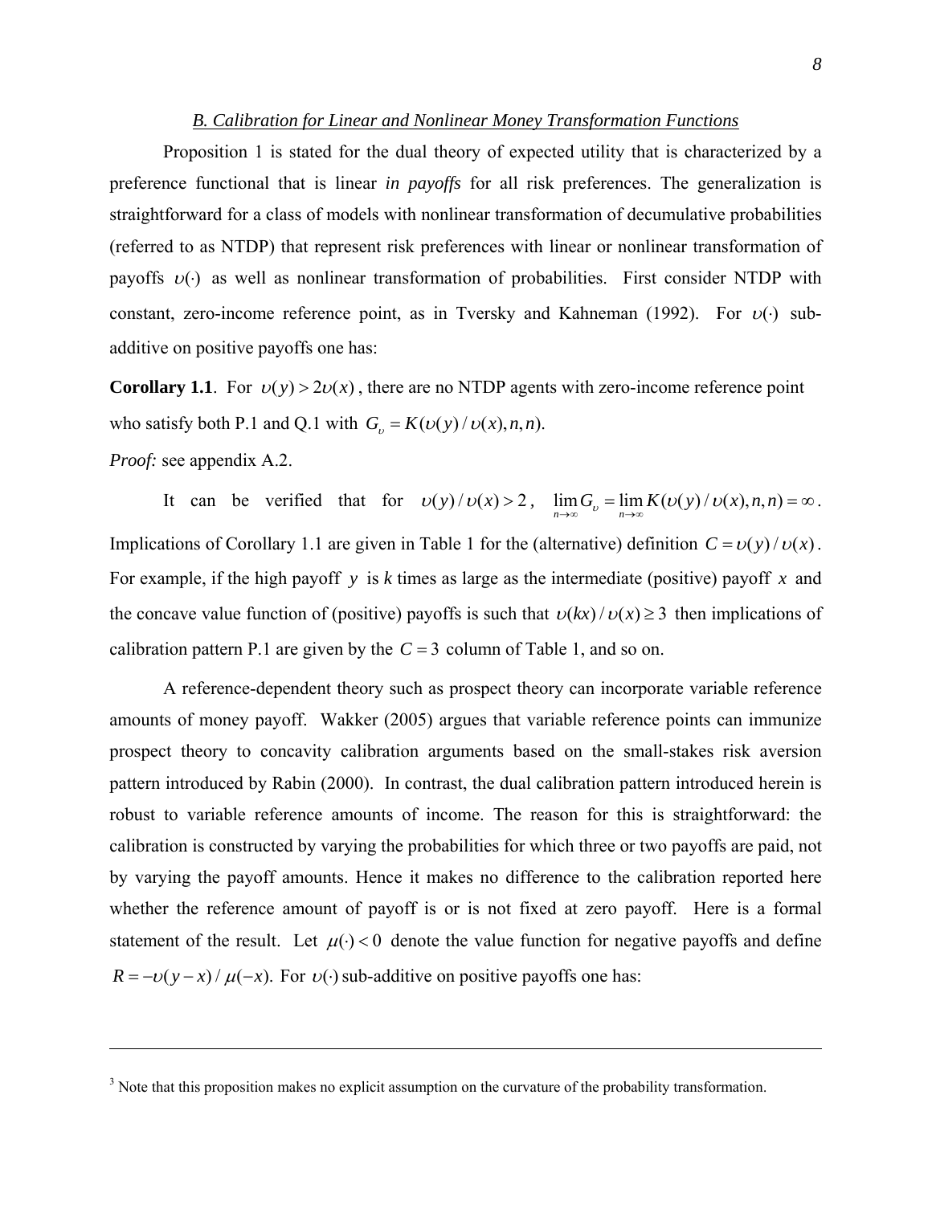### *B. Calibration for Linear and Nonlinear Money Transformation Functions*

Proposition 1 is stated for the dual theory of expected utility that is characterized by a preference functional that is linear *in payoffs* for all risk preferences. The generalization is straightforward for a class of models with nonlinear transformation of decumulative probabilities (referred to as NTDP) that represent risk preferences with linear or nonlinear transformation of payoffs $\upsilon(\cdot)$ as well as nonlinear transformation of probabilities. First consider NTDP with constant, zero-income reference point, as in Tversky and Kahneman (1992). For $\upsilon(\cdot)$ sub-additive on positive payoffs one has:

**Corollary 1.1**. For $\upsilon(y) > 2\upsilon(x)$, there are no NTDP agents with zero-income reference point who satisfy both P.1 and Q.1 with $G_{\upsilon} = K(\upsilon(y)/\upsilon(x), n, n)$.

*Proof:* see appendix A.2.

It can be verified that for $\upsilon(y)/\upsilon(x) > 2$, $\lim_{n\to\infty} G_{\upsilon} = \lim_{n\to\infty} K(\upsilon(y)/\upsilon(x), n, n) = \infty$. Implications of Corollary 1.1 are given in Table 1 for the (alternative) definition $C = \upsilon(y)/\upsilon(x)$. For example, if the high payoff $y$ is *k* times as large as the intermediate (positive) payoff $x$ and the concave value function of (positive) payoffs is such that $\upsilon(kx)/\upsilon(x) \geq 3$ then implications of calibration pattern P.1 are given by the $C = 3$ column of Table 1, and so on.

A reference-dependent theory such as prospect theory can incorporate variable reference amounts of money payoff. Wakker (2005) argues that variable reference points can immunize prospect theory to concavity calibration arguments based on the small-stakes risk aversion pattern introduced by Rabin (2000). In contrast, the dual calibration pattern introduced herein is robust to variable reference amounts of income. The reason for this is straightforward: the calibration is constructed by varying the probabilities for which three or two payoffs are paid, not by varying the payoff amounts. Hence it makes no difference to the calibration reported here whether the reference amount of payoff is or is not fixed at zero payoff. Here is a formal statement of the result. Let $\mu(\cdot) < 0$ denote the value function for negative payoffs and define $R = -\upsilon(y-x)/\mu(-x)$. For $\upsilon(\cdot)$ sub-additive on positive payoffs one has:

---

[3] Note that this proposition makes no explicit assumption on the curvature of the probability transformation.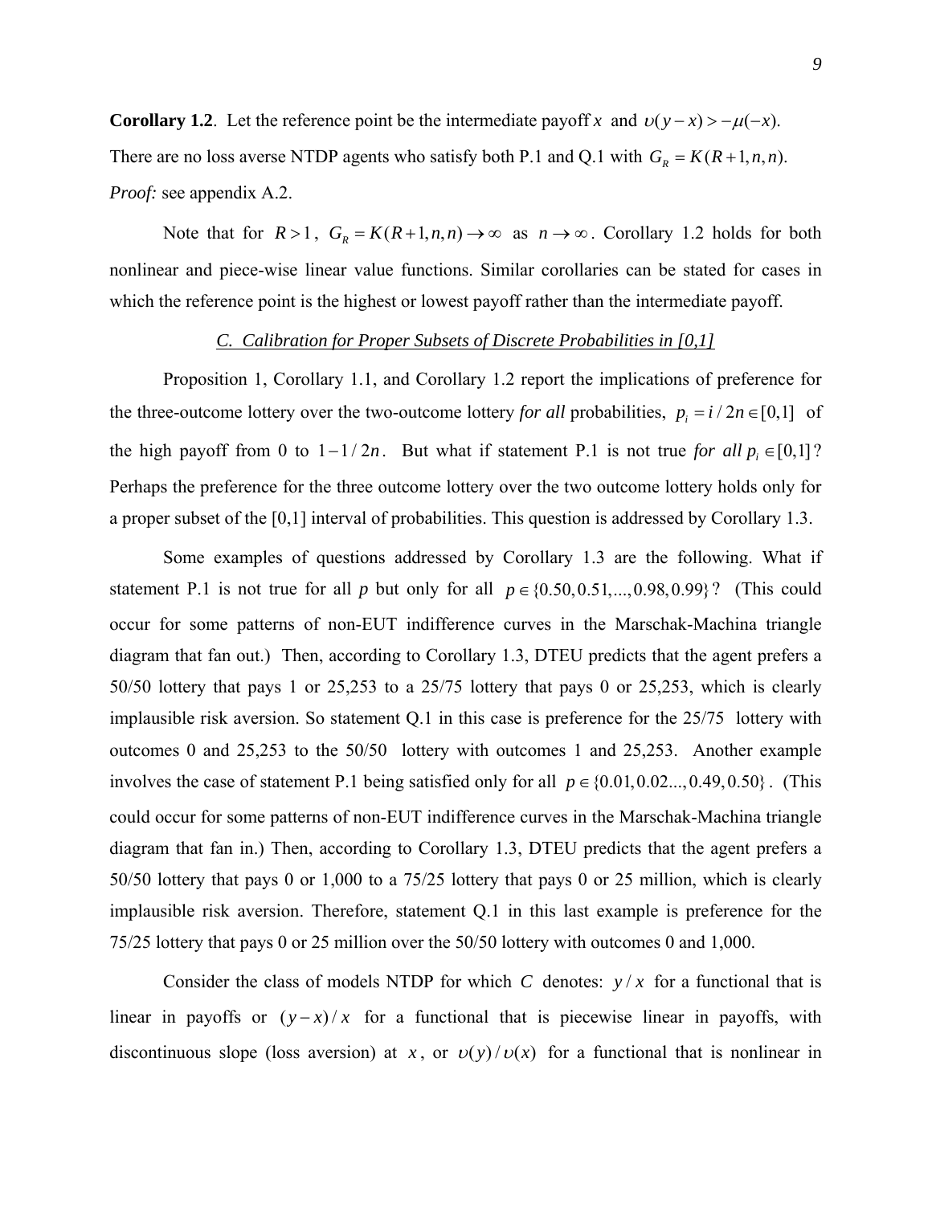**Corollary 1.2**. Let the reference point be the intermediate payoff $x$ and $\upsilon(y-x) > -\mu(-x)$. There are no loss averse NTDP agents who satisfy both P.1 and Q.1 with $G_R = K(R+1,n,n)$.

*Proof:* see appendix A.2.

Note that for $R > 1$, $G_R = K(R+1,n,n) \to \infty$ as $n \to \infty$. Corollary 1.2 holds for both nonlinear and piece-wise linear value functions. Similar corollaries can be stated for cases in which the reference point is the highest or lowest payoff rather than the intermediate payoff.

*C. Calibration for Proper Subsets of Discrete Probabilities in [0,1]*

Proposition 1, Corollary 1.1, and Corollary 1.2 report the implications of preference for the three-outcome lottery over the two-outcome lottery *for all* probabilities, $p_i = i/2n \in [0,1]$ of the high payoff from 0 to $1-1/2n$. But what if statement P.1 is not true *for all* $p_i \in [0,1]$? Perhaps the preference for the three outcome lottery over the two outcome lottery holds only for a proper subset of the [0,1] interval of probabilities. This question is addressed by Corollary 1.3.

Some examples of questions addressed by Corollary 1.3 are the following. What if statement P.1 is not true for all $p$ but only for all $p \in \{0.50, 0.51, ..., 0.98, 0.99\}$? (This could occur for some patterns of non-EUT indifference curves in the Marschak-Machina triangle diagram that fan out.) Then, according to Corollary 1.3, DTEU predicts that the agent prefers a 50/50 lottery that pays 1 or 25,253 to a 25/75 lottery that pays 0 or 25,253, which is clearly implausible risk aversion. So statement Q.1 in this case is preference for the 25/75 lottery with outcomes 0 and 25,253 to the 50/50 lottery with outcomes 1 and 25,253. Another example involves the case of statement P.1 being satisfied only for all $p \in \{0.01, 0.02..., 0.49, 0.50\}$. (This could occur for some patterns of non-EUT indifference curves in the Marschak-Machina triangle diagram that fan in.) Then, according to Corollary 1.3, DTEU predicts that the agent prefers a 50/50 lottery that pays 0 or 1,000 to a 75/25 lottery that pays 0 or 25 million, which is clearly implausible risk aversion. Therefore, statement Q.1 in this last example is preference for the 75/25 lottery that pays 0 or 25 million over the 50/50 lottery with outcomes 0 and 1,000.

Consider the class of models NTDP for which $C$ denotes: $y/x$ for a functional that is linear in payoffs or $(y-x)/x$ for a functional that is piecewise linear in payoffs, with discontinuous slope (loss aversion) at $x$, or $\upsilon(y)/\upsilon(x)$ for a functional that is nonlinear in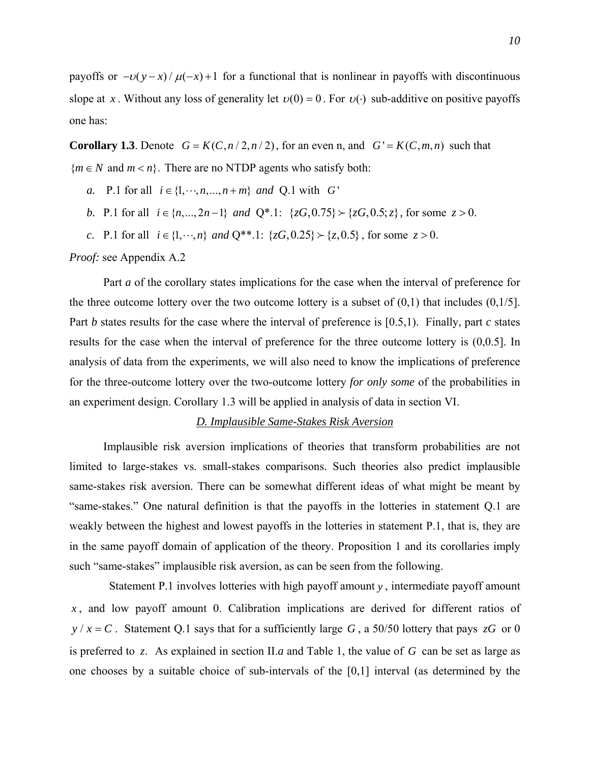payoffs or $-\upsilon(y-x)/\mu(-x)+1$ for a functional that is nonlinear in payoffs with discontinuous slope at $x$. Without any loss of generality let $\upsilon(0)=0$. For $\upsilon(\cdot)$ sub-additive on positive payoffs one has:

**Corollary 1.3**. Denote $G = K(C, n/2, n/2)$, for an even n, and $G' = K(C, m, n)$ such that $\{m \in N$ and $m < n\}$. There are no NTDP agents who satisfy both:

*a.* P.1 for all $i \in \{1, \cdots, n, ..., n+m\}$ *and* Q.1 with $G'$

*b.* P.1 for all $i \in \{n, ..., 2n-1\}$ *and* Q\*.1: $\{zG, 0.75\} \succ \{zG, 0.5; z\}$, for some $z > 0$.

*c.* P.1 for all $i \in \{1, \cdots, n\}$ *and* Q\*\*.1: $\{zG, 0.25\} \succ \{z, 0.5\}$, for some $z > 0$.

*Proof:* see Appendix A.2

Part *a* of the corollary states implications for the case when the interval of preference for the three outcome lottery over the two outcome lottery is a subset of (0,1) that includes (0,1/5]. Part *b* states results for the case where the interval of preference is [0.5,1). Finally, part *c* states results for the case when the interval of preference for the three outcome lottery is (0,0.5]. In analysis of data from the experiments, we will also need to know the implications of preference for the three-outcome lottery over the two-outcome lottery *for only some* of the probabilities in an experiment design. Corollary 1.3 will be applied in analysis of data in section VI.

### *D. Implausible Same-Stakes Risk Aversion*

Implausible risk aversion implications of theories that transform probabilities are not limited to large-stakes vs. small-stakes comparisons. Such theories also predict implausible same-stakes risk aversion. There can be somewhat different ideas of what might be meant by "same-stakes." One natural definition is that the payoffs in the lotteries in statement Q.1 are weakly between the highest and lowest payoffs in the lotteries in statement P.1, that is, they are in the same payoff domain of application of the theory. Proposition 1 and its corollaries imply such "same-stakes" implausible risk aversion, as can be seen from the following.

Statement P.1 involves lotteries with high payoff amount $y$, intermediate payoff amount $x$, and low payoff amount 0. Calibration implications are derived for different ratios of $y/x = C$. Statement Q.1 says that for a sufficiently large $G$, a 50/50 lottery that pays $zG$ or 0 is preferred to $z$. As explained in section II.*a* and Table 1, the value of $G$ can be set as large as one chooses by a suitable choice of sub-intervals of the [0,1] interval (as determined by the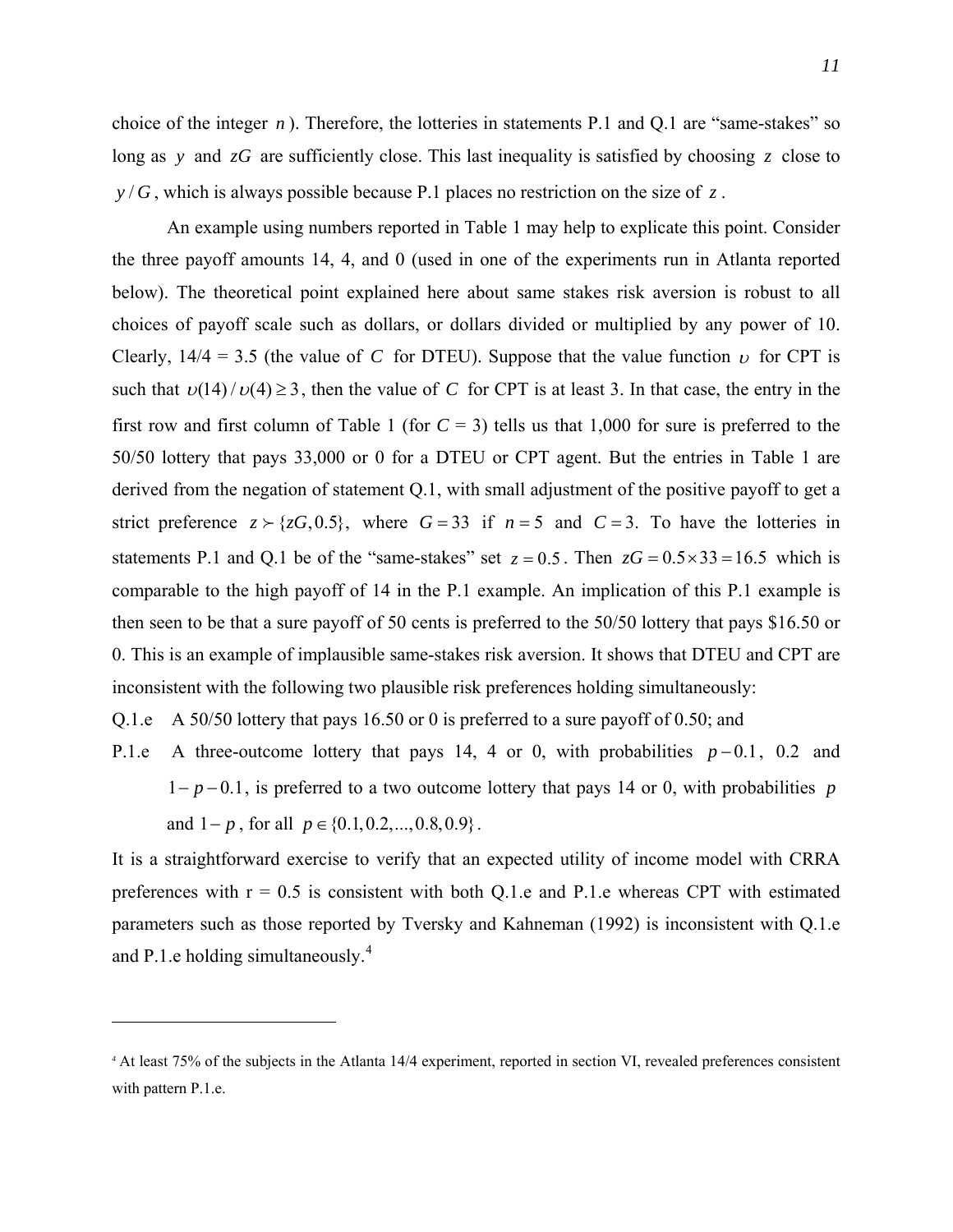choice of the integer $n$). Therefore, the lotteries in statements P.1 and Q.1 are "same-stakes" so long as $y$ and $zG$ are sufficiently close. This last inequality is satisfied by choosing $z$ close to $y/G$, which is always possible because P.1 places no restriction on the size of $z$.

An example using numbers reported in Table 1 may help to explicate this point. Consider the three payoff amounts 14, 4, and 0 (used in one of the experiments run in Atlanta reported below). The theoretical point explained here about same stakes risk aversion is robust to all choices of payoff scale such as dollars, or dollars divided or multiplied by any power of 10. Clearly, 14/4 = 3.5 (the value of $C$ for DTEU). Suppose that the value function $\upsilon$ for CPT is such that $\upsilon(14)/\upsilon(4) \geq 3$, then the value of $C$ for CPT is at least 3. In that case, the entry in the first row and first column of Table 1 (for $C$ = 3) tells us that 1,000 for sure is preferred to the 50/50 lottery that pays 33,000 or 0 for a DTEU or CPT agent. But the entries in Table 1 are derived from the negation of statement Q.1, with small adjustment of the positive payoff to get a strict preference $z \succ \{zG, 0.5\}$, where $G = 33$ if $n = 5$ and $C = 3$. To have the lotteries in statements P.1 and Q.1 be of the "same-stakes" set $z = 0.5$. Then $zG = 0.5 \times 33 = 16.5$ which is comparable to the high payoff of 14 in the P.1 example. An implication of this P.1 example is then seen to be that a sure payoff of 50 cents is preferred to the 50/50 lottery that pays \$16.50 or 0. This is an example of implausible same-stakes risk aversion. It shows that DTEU and CPT are inconsistent with the following two plausible risk preferences holding simultaneously:

Q.1.e  A 50/50 lottery that pays 16.50 or 0 is preferred to a sure payoff of 0.50; and

P.1.e  A three-outcome lottery that pays 14, 4 or 0, with probabilities $p - 0.1$, 0.2 and $1 - p - 0.1$, is preferred to a two outcome lottery that pays 14 or 0, with probabilities $p$ and $1 - p$, for all $p \in \{0.1, 0.2, ..., 0.8, 0.9\}$.

It is a straightforward exercise to verify that an expected utility of income model with CRRA preferences with r = 0.5 is consistent with both Q.1.e and P.1.e whereas CPT with estimated parameters such as those reported by Tversky and Kahneman (1992) is inconsistent with Q.1.e and P.1.e holding simultaneously.[4]

---

[4] At least 75% of the subjects in the Atlanta 14/4 experiment, reported in section VI, revealed preferences consistent with pattern P.1.e.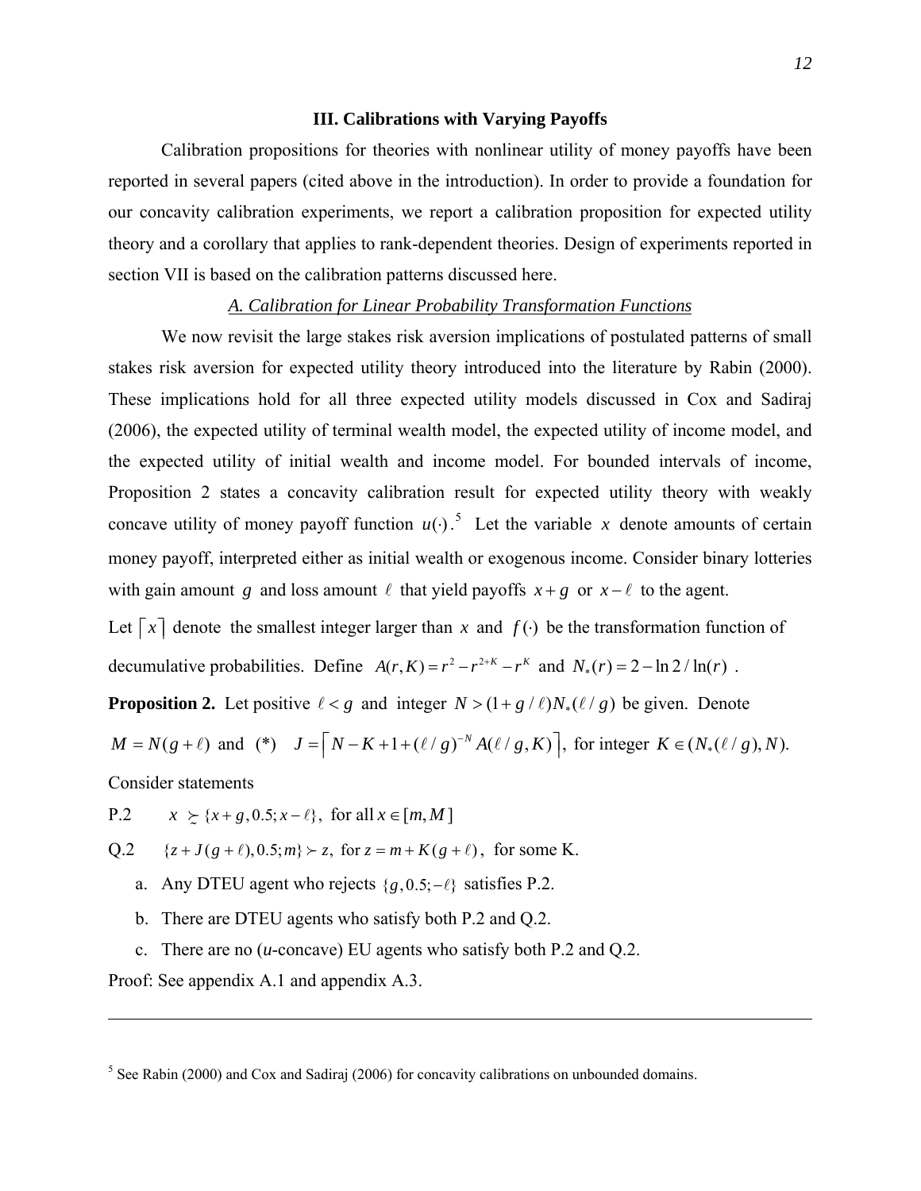## III. Calibrations with Varying Payoffs

Calibration propositions for theories with nonlinear utility of money payoffs have been reported in several papers (cited above in the introduction). In order to provide a foundation for our concavity calibration experiments, we report a calibration proposition for expected utility theory and a corollary that applies to rank-dependent theories. Design of experiments reported in section VII is based on the calibration patterns discussed here.

### *A. Calibration for Linear Probability Transformation Functions*

We now revisit the large stakes risk aversion implications of postulated patterns of small stakes risk aversion for expected utility theory introduced into the literature by Rabin (2000). These implications hold for all three expected utility models discussed in Cox and Sadiraj (2006), the expected utility of terminal wealth model, the expected utility of income model, and the expected utility of initial wealth and income model. For bounded intervals of income, Proposition 2 states a concavity calibration result for expected utility theory with weakly concave utility of money payoff function $u(\cdot)$.[5] Let the variable $x$ denote amounts of certain money payoff, interpreted either as initial wealth or exogenous income. Consider binary lotteries with gain amount $g$ and loss amount $\ell$ that yield payoffs $x+g$ or $x-\ell$ to the agent.

Let $\lceil x \rceil$ denote the smallest integer larger than $x$ and $f(\cdot)$ be the transformation function of decumulative probabilities. Define $A(r,K) = r^2 - r^{2+K} - r^K$ and $N_*(r) = 2 - \ln 2 / \ln(r)$.

**Proposition 2.** Let positive $\ell < g$ and integer $N > (1+g/\ell)N_*(\ell/g)$ be given. Denote $M = N(g+\ell)$ and (\*) $J = \lceil N - K + 1 + (\ell/g)^{-N} A(\ell/g, K) \rceil$, for integer $K \in (N_*(\ell/g), N)$.

Consider statements

P.2 $\quad x \succsim \{x+g, 0.5; x-\ell\}$, for all $x \in [m, M]$

Q.2 $\quad \{z + J(g+\ell), 0.5; m\} \succ z$, for $z = m + K(g+\ell)$, for some K.

a. Any DTEU agent who rejects $\{g, 0.5; -\ell\}$ satisfies P.2.

b. There are DTEU agents who satisfy both P.2 and Q.2.

c. There are no ($u$-concave) EU agents who satisfy both P.2 and Q.2.

Proof: See appendix A.1 and appendix A.3.

---

[5] See Rabin (2000) and Cox and Sadiraj (2006) for concavity calibrations on unbounded domains.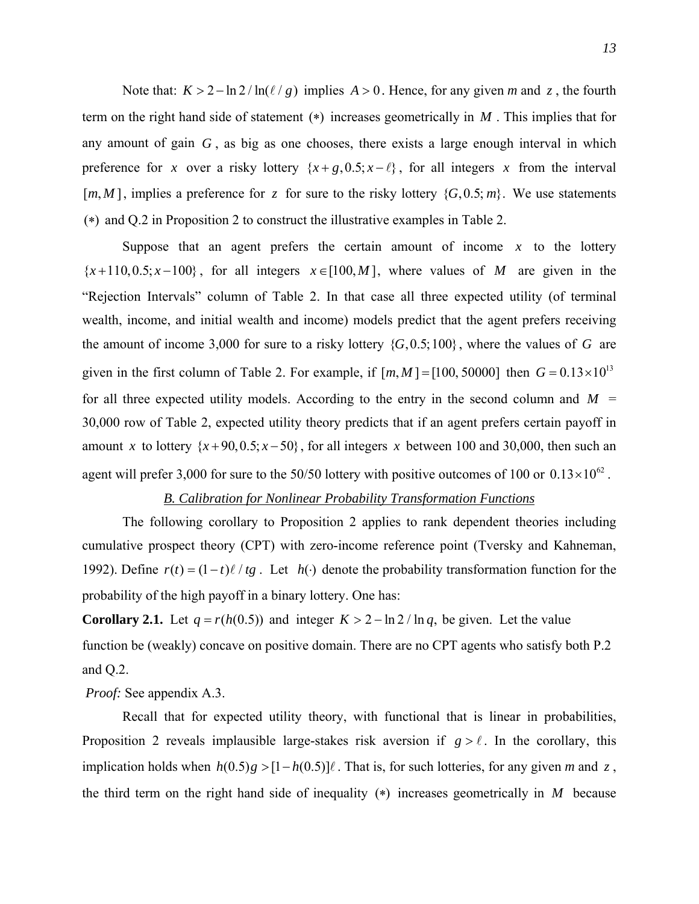Note that: $K > 2 - \ln 2 / \ln(\ell / g)$ implies $A > 0$. Hence, for any given $m$ and $z$, the fourth term on the right hand side of statement $(*)$ increases geometrically in $M$. This implies that for any amount of gain $G$, as big as one chooses, there exists a large enough interval in which preference for $x$ over a risky lottery $\{x+g, 0.5; x-\ell\}$, for all integers $x$ from the interval $[m, M]$, implies a preference for $z$ for sure to the risky lottery $\{G, 0.5; m\}$. We use statements $(*)$ and Q.2 in Proposition 2 to construct the illustrative examples in Table 2.

Suppose that an agent prefers the certain amount of income $x$ to the lottery $\{x+110, 0.5; x-100\}$, for all integers $x \in [100, M]$, where values of $M$ are given in the "Rejection Intervals" column of Table 2. In that case all three expected utility (of terminal wealth, income, and initial wealth and income) models predict that the agent prefers receiving the amount of income 3,000 for sure to a risky lottery $\{G, 0.5; 100\}$, where the values of $G$ are given in the first column of Table 2. For example, if $[m, M] = [100, 50000]$ then $G = 0.13 \times 10^{13}$ for all three expected utility models. According to the entry in the second column and $M$ = 30,000 row of Table 2, expected utility theory predicts that if an agent prefers certain payoff in amount $x$ to lottery $\{x+90, 0.5; x-50\}$, for all integers $x$ between 100 and 30,000, then such an agent will prefer 3,000 for sure to the 50/50 lottery with positive outcomes of 100 or $0.13 \times 10^{62}$.

## *B. Calibration for Nonlinear Probability Transformation Functions*

The following corollary to Proposition 2 applies to rank dependent theories including cumulative prospect theory (CPT) with zero-income reference point (Tversky and Kahneman, 1992). Define $r(t) = (1-t)\ell / tg$. Let $h(\cdot)$ denote the probability transformation function for the probability of the high payoff in a binary lottery. One has:

**Corollary 2.1.** Let $q = r(h(0.5))$ and integer $K > 2 - \ln 2 / \ln q$, be given. Let the value function be (weakly) concave on positive domain. There are no CPT agents who satisfy both P.2 and Q.2.

*Proof:* See appendix A.3.

Recall that for expected utility theory, with functional that is linear in probabilities, Proposition 2 reveals implausible large-stakes risk aversion if $g > \ell$. In the corollary, this implication holds when $h(0.5)g > [1-h(0.5)]\ell$. That is, for such lotteries, for any given $m$ and $z$, the third term on the right hand side of inequality $(*)$ increases geometrically in $M$ because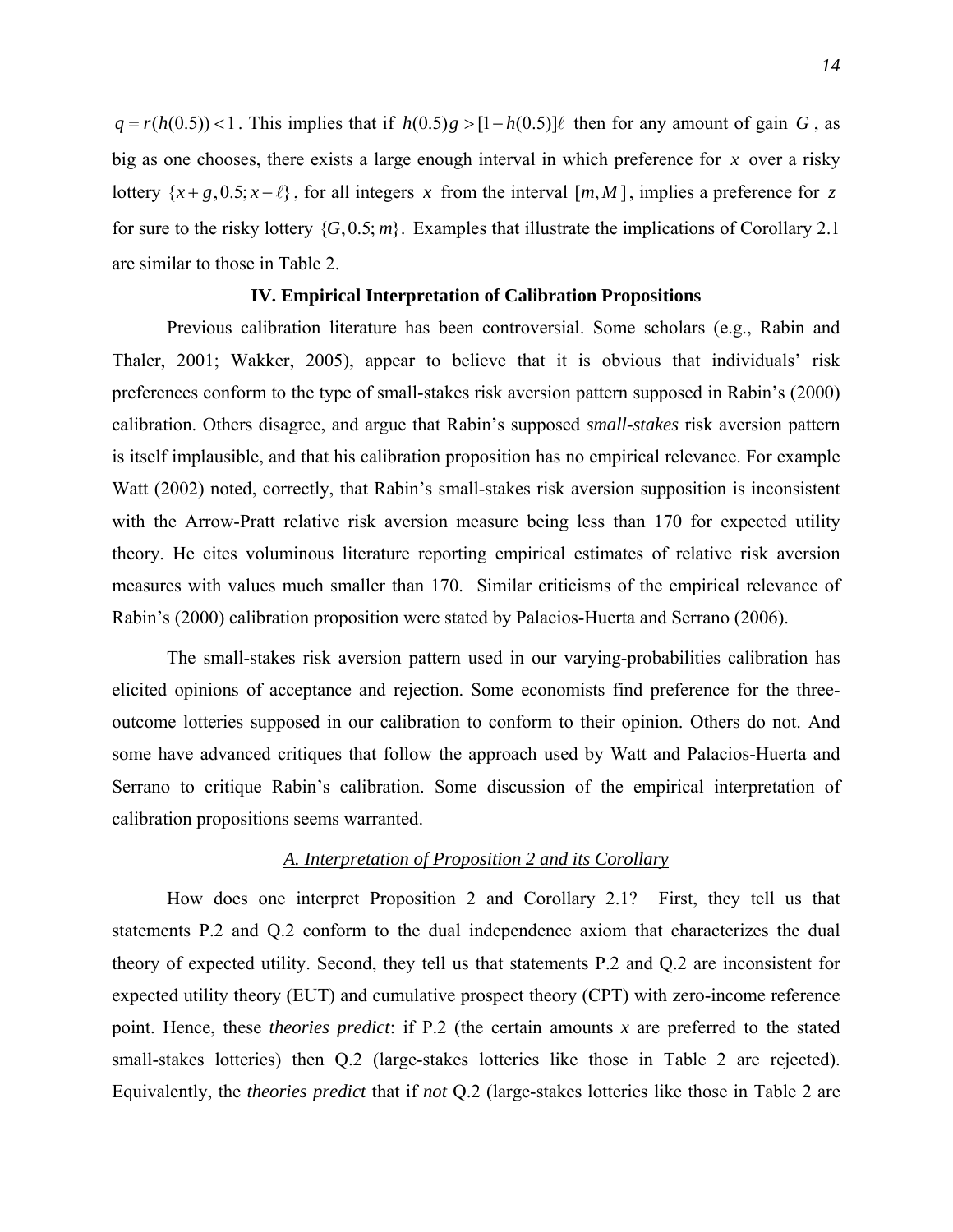$q = r(h(0.5)) < 1$. This implies that if $h(0.5)g > [1-h(0.5)]\ell$ then for any amount of gain $G$, as big as one chooses, there exists a large enough interval in which preference for $x$ over a risky lottery $\{x+g, 0.5; x-\ell\}$, for all integers $x$ from the interval $[m, M]$, implies a preference for $z$ for sure to the risky lottery $\{G, 0.5; m\}$. Examples that illustrate the implications of Corollary 2.1 are similar to those in Table 2.

## IV. Empirical Interpretation of Calibration Propositions

Previous calibration literature has been controversial. Some scholars (e.g., Rabin and Thaler, 2001; Wakker, 2005), appear to believe that it is obvious that individuals' risk preferences conform to the type of small-stakes risk aversion pattern supposed in Rabin's (2000) calibration. Others disagree, and argue that Rabin's supposed *small-stakes* risk aversion pattern is itself implausible, and that his calibration proposition has no empirical relevance. For example Watt (2002) noted, correctly, that Rabin's small-stakes risk aversion supposition is inconsistent with the Arrow-Pratt relative risk aversion measure being less than 170 for expected utility theory. He cites voluminous literature reporting empirical estimates of relative risk aversion measures with values much smaller than 170. Similar criticisms of the empirical relevance of Rabin's (2000) calibration proposition were stated by Palacios-Huerta and Serrano (2006).

The small-stakes risk aversion pattern used in our varying-probabilities calibration has elicited opinions of acceptance and rejection. Some economists find preference for the three-outcome lotteries supposed in our calibration to conform to their opinion. Others do not. And some have advanced critiques that follow the approach used by Watt and Palacios-Huerta and Serrano to critique Rabin's calibration. Some discussion of the empirical interpretation of calibration propositions seems warranted.

### *A. Interpretation of Proposition 2 and its Corollary*

How does one interpret Proposition 2 and Corollary 2.1? First, they tell us that statements P.2 and Q.2 conform to the dual independence axiom that characterizes the dual theory of expected utility. Second, they tell us that statements P.2 and Q.2 are inconsistent for expected utility theory (EUT) and cumulative prospect theory (CPT) with zero-income reference point. Hence, these *theories predict*: if P.2 (the certain amounts $x$ are preferred to the stated small-stakes lotteries) then Q.2 (large-stakes lotteries like those in Table 2 are rejected). Equivalently, the *theories predict* that if *not* Q.2 (large-stakes lotteries like those in Table 2 are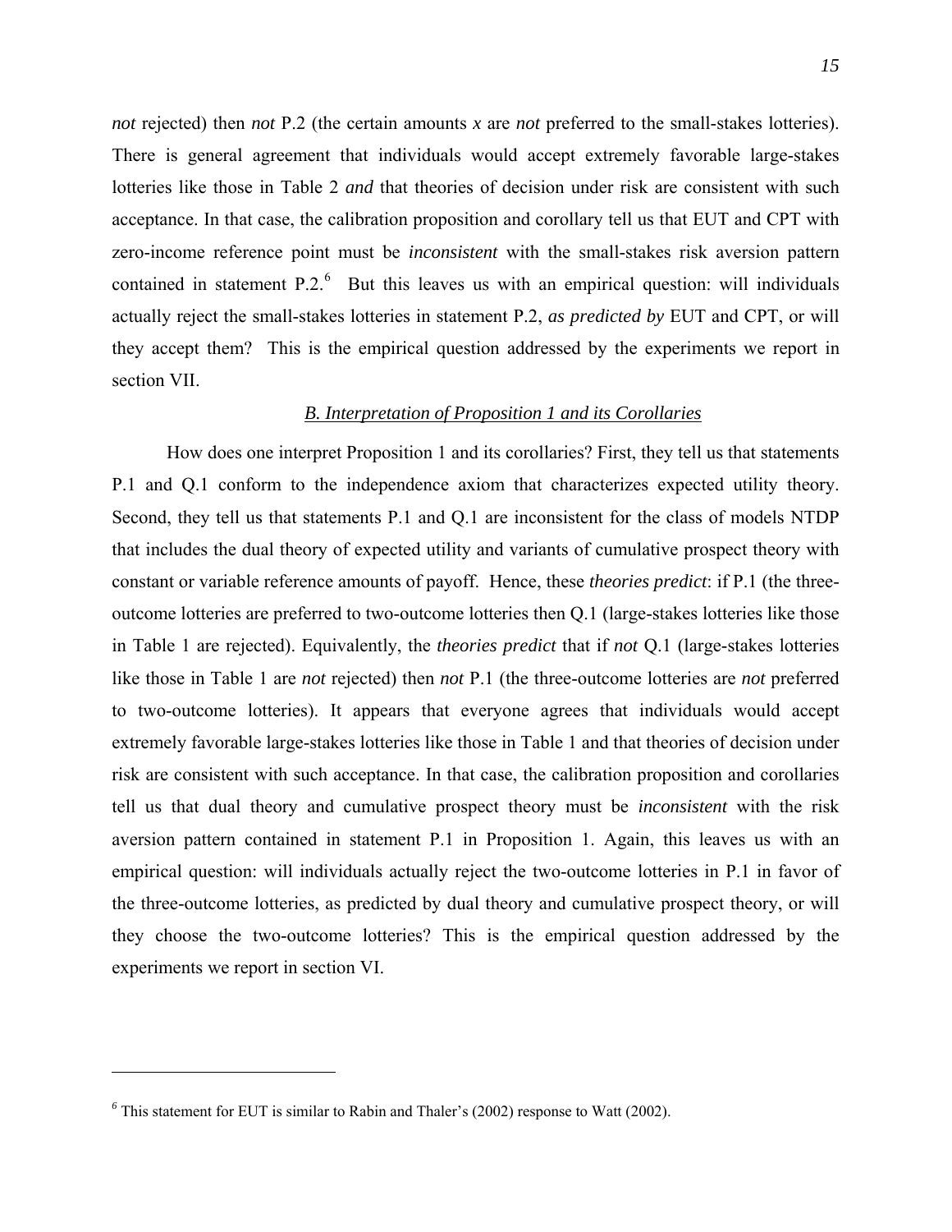*not* rejected) then *not* P.2 (the certain amounts $x$ are *not* preferred to the small-stakes lotteries). There is general agreement that individuals would accept extremely favorable large-stakes lotteries like those in Table 2 *and* that theories of decision under risk are consistent with such acceptance. In that case, the calibration proposition and corollary tell us that EUT and CPT with zero-income reference point must be *inconsistent* with the small-stakes risk aversion pattern contained in statement P.2.[6] But this leaves us with an empirical question: will individuals actually reject the small-stakes lotteries in statement P.2, *as predicted by* EUT and CPT, or will they accept them? This is the empirical question addressed by the experiments we report in section VII.

### *B. Interpretation of Proposition 1 and its Corollaries*

How does one interpret Proposition 1 and its corollaries? First, they tell us that statements P.1 and Q.1 conform to the independence axiom that characterizes expected utility theory. Second, they tell us that statements P.1 and Q.1 are inconsistent for the class of models NTDP that includes the dual theory of expected utility and variants of cumulative prospect theory with constant or variable reference amounts of payoff. Hence, these *theories predict*: if P.1 (the three-outcome lotteries are preferred to two-outcome lotteries then Q.1 (large-stakes lotteries like those in Table 1 are rejected). Equivalently, the *theories predict* that if *not* Q.1 (large-stakes lotteries like those in Table 1 are *not* rejected) then *not* P.1 (the three-outcome lotteries are *not* preferred to two-outcome lotteries). It appears that everyone agrees that individuals would accept extremely favorable large-stakes lotteries like those in Table 1 and that theories of decision under risk are consistent with such acceptance. In that case, the calibration proposition and corollaries tell us that dual theory and cumulative prospect theory must be *inconsistent* with the risk aversion pattern contained in statement P.1 in Proposition 1. Again, this leaves us with an empirical question: will individuals actually reject the two-outcome lotteries in P.1 in favor of the three-outcome lotteries, as predicted by dual theory and cumulative prospect theory, or will they choose the two-outcome lotteries? This is the empirical question addressed by the experiments we report in section VI.

---

[6] This statement for EUT is similar to Rabin and Thaler's (2002) response to Watt (2002).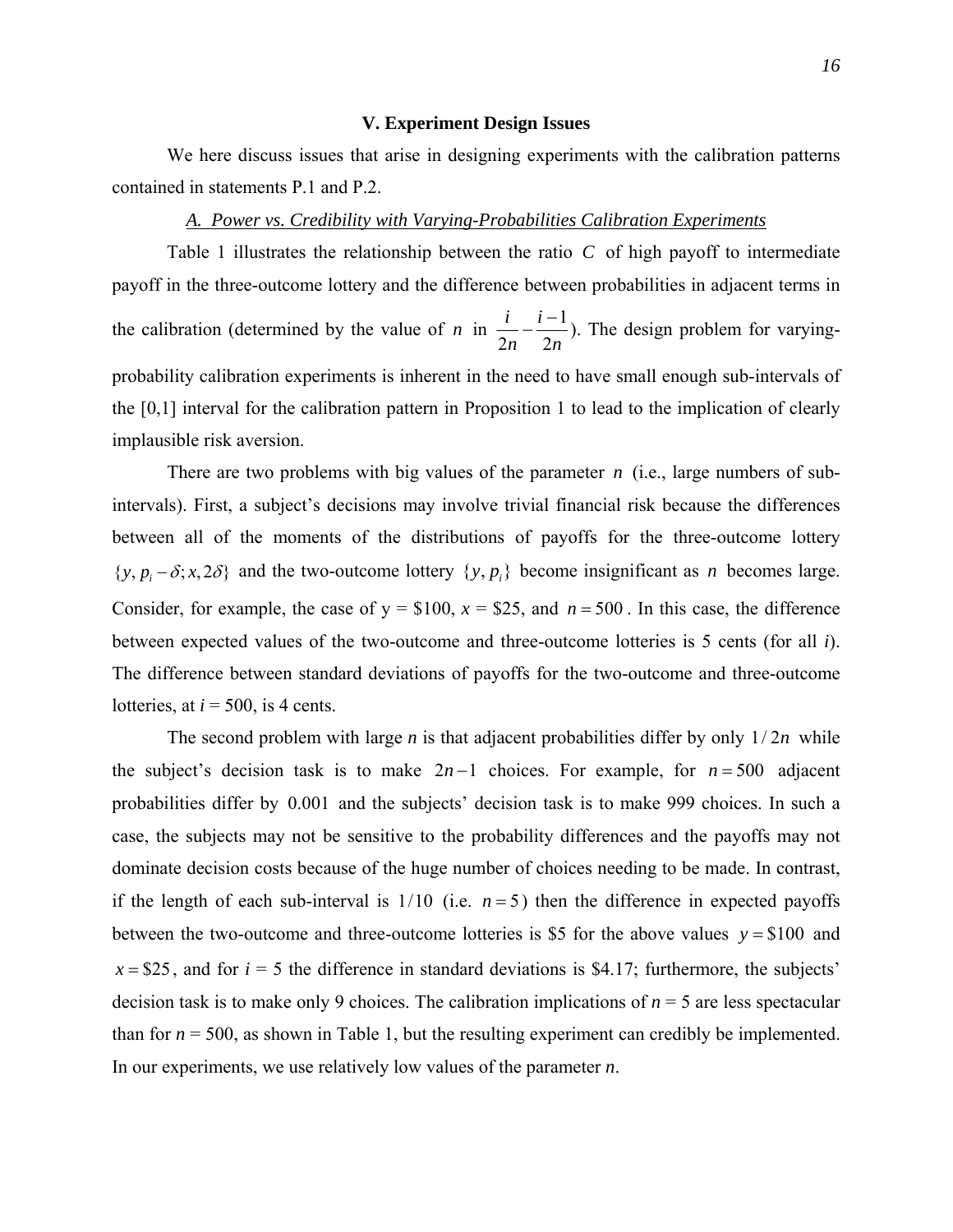## V. Experiment Design Issues

We here discuss issues that arise in designing experiments with the calibration patterns contained in statements P.1 and P.2.

### *A. Power vs. Credibility with Varying-Probabilities Calibration Experiments*

Table 1 illustrates the relationship between the ratio $C$ of high payoff to intermediate payoff in the three-outcome lottery and the difference between probabilities in adjacent terms in the calibration (determined by the value of $n$ in $\frac{i}{2n} - \frac{i-1}{2n}$). The design problem for varying-probability calibration experiments is inherent in the need to have small enough sub-intervals of the [0,1] interval for the calibration pattern in Proposition 1 to lead to the implication of clearly implausible risk aversion.

There are two problems with big values of the parameter $n$ (i.e., large numbers of sub-intervals). First, a subject's decisions may involve trivial financial risk because the differences between all of the moments of the distributions of payoffs for the three-outcome lottery $\{y, p_i - \delta; x, 2\delta\}$ and the two-outcome lottery $\{y, p_i\}$ become insignificant as $n$ becomes large. Consider, for example, the case of y = \$100, $x$ = \$25, and $n = 500$. In this case, the difference between expected values of the two-outcome and three-outcome lotteries is 5 cents (for all *i*). The difference between standard deviations of payoffs for the two-outcome and three-outcome lotteries, at *i* = 500, is 4 cents.

The second problem with large *n* is that adjacent probabilities differ by only $1/2n$ while the subject's decision task is to make $2n-1$ choices. For example, for $n = 500$ adjacent probabilities differ by $0.001$ and the subjects' decision task is to make 999 choices. In such a case, the subjects may not be sensitive to the probability differences and the payoffs may not dominate decision costs because of the huge number of choices needing to be made. In contrast, if the length of each sub-interval is $1/10$ (i.e. $n = 5$) then the difference in expected payoffs between the two-outcome and three-outcome lotteries is \$5 for the above values $y = \$100$ and $x = \$25$, and for *i* = 5 the difference in standard deviations is \$4.17; furthermore, the subjects' decision task is to make only 9 choices. The calibration implications of *n* = 5 are less spectacular than for *n* = 500, as shown in Table 1, but the resulting experiment can credibly be implemented. In our experiments, we use relatively low values of the parameter *n*.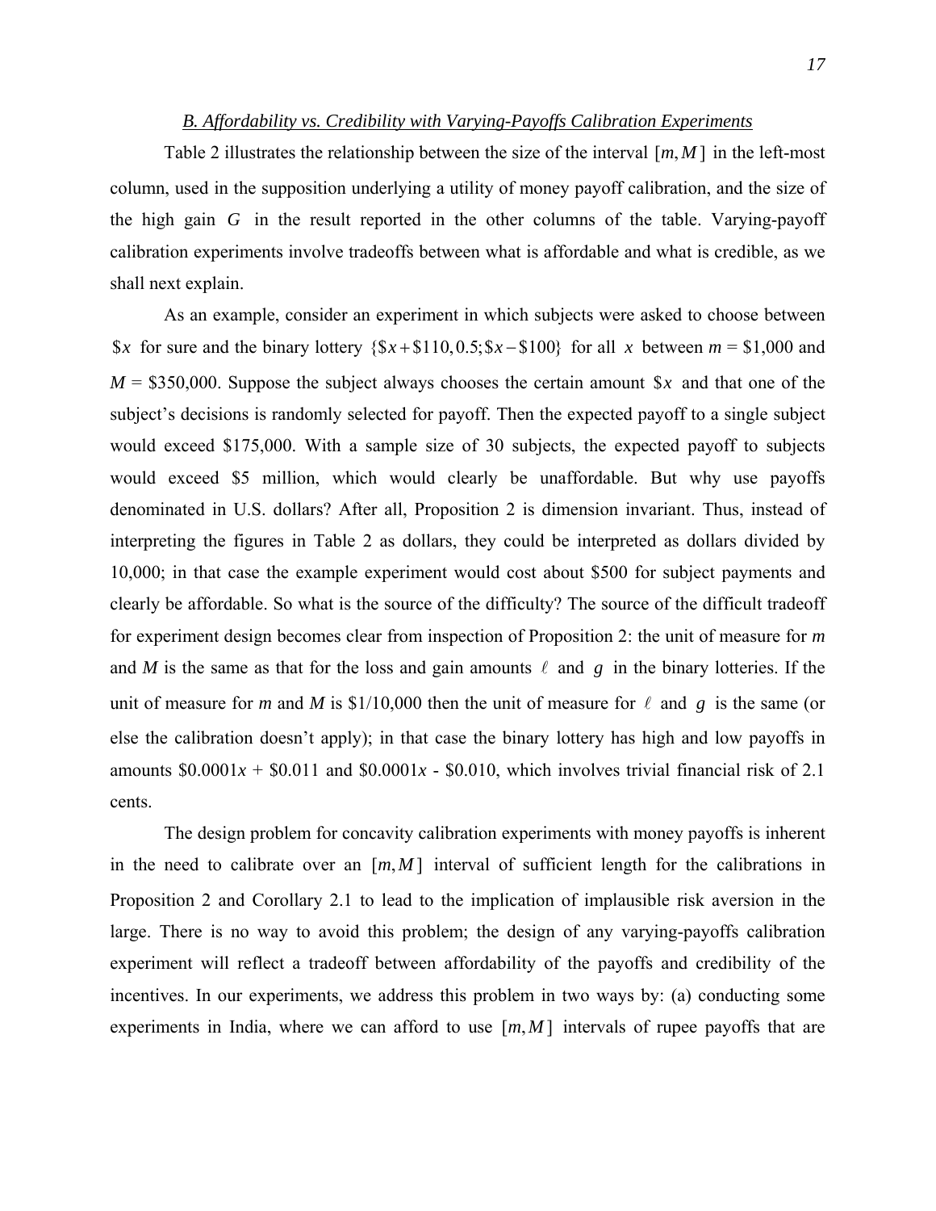### *B. Affordability vs. Credibility with Varying-Payoffs Calibration Experiments*

Table 2 illustrates the relationship between the size of the interval $[m, M]$ in the left-most column, used in the supposition underlying a utility of money payoff calibration, and the size of the high gain $G$ in the result reported in the other columns of the table. Varying-payoff calibration experiments involve tradeoffs between what is affordable and what is credible, as we shall next explain.

As an example, consider an experiment in which subjects were asked to choose between $\$x$ for sure and the binary lottery $\{\$x + \$110, 0.5; \$x - \$100\}$ for all $x$ between $m$ = \$1,000 and $M$ = \$350,000. Suppose the subject always chooses the certain amount $\$x$ and that one of the subject's decisions is randomly selected for payoff. Then the expected payoff to a single subject would exceed \$175,000. With a sample size of 30 subjects, the expected payoff to subjects would exceed \$5 million, which would clearly be unaffordable. But why use payoffs denominated in U.S. dollars? After all, Proposition 2 is dimension invariant. Thus, instead of interpreting the figures in Table 2 as dollars, they could be interpreted as dollars divided by 10,000; in that case the example experiment would cost about \$500 for subject payments and clearly be affordable. So what is the source of the difficulty? The source of the difficult tradeoff for experiment design becomes clear from inspection of Proposition 2: the unit of measure for *m* and *M* is the same as that for the loss and gain amounts $\ell$ and $g$ in the binary lotteries. If the unit of measure for *m* and *M* is \$1/10,000 then the unit of measure for $\ell$ and $g$ is the same (or else the calibration doesn't apply); in that case the binary lottery has high and low payoffs in amounts $\$0.0001x$ + \$0.011 and $\$0.0001x$ - \$0.010, which involves trivial financial risk of 2.1 cents.

The design problem for concavity calibration experiments with money payoffs is inherent in the need to calibrate over an $[m, M]$ interval of sufficient length for the calibrations in Proposition 2 and Corollary 2.1 to lead to the implication of implausible risk aversion in the large. There is no way to avoid this problem; the design of any varying-payoffs calibration experiment will reflect a tradeoff between affordability of the payoffs and credibility of the incentives. In our experiments, we address this problem in two ways by: (a) conducting some experiments in India, where we can afford to use $[m, M]$ intervals of rupee payoffs that are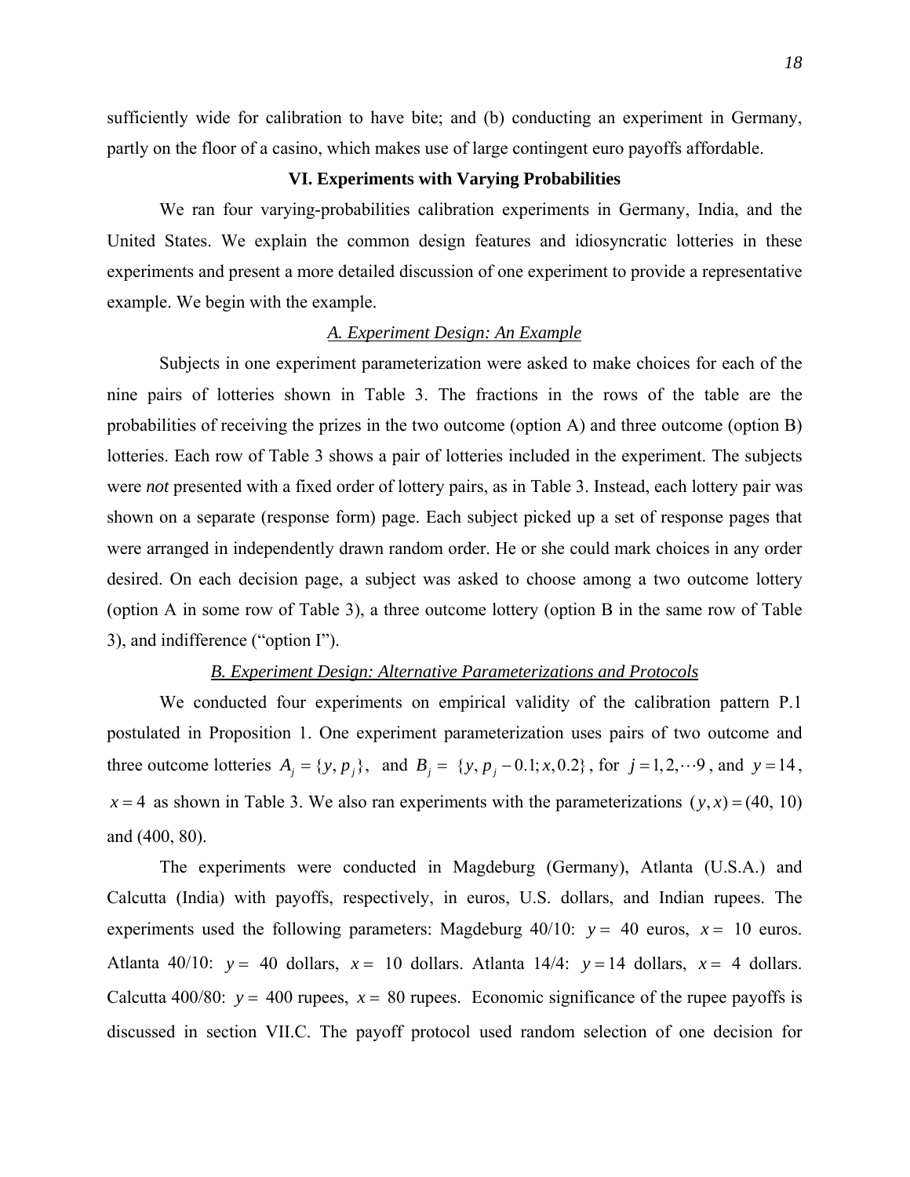sufficiently wide for calibration to have bite; and (b) conducting an experiment in Germany, partly on the floor of a casino, which makes use of large contingent euro payoffs affordable.

## VI. Experiments with Varying Probabilities

We ran four varying-probabilities calibration experiments in Germany, India, and the United States. We explain the common design features and idiosyncratic lotteries in these experiments and present a more detailed discussion of one experiment to provide a representative example. We begin with the example.

### *A. Experiment Design: An Example*

Subjects in one experiment parameterization were asked to make choices for each of the nine pairs of lotteries shown in Table 3. The fractions in the rows of the table are the probabilities of receiving the prizes in the two outcome (option A) and three outcome (option B) lotteries. Each row of Table 3 shows a pair of lotteries included in the experiment. The subjects were *not* presented with a fixed order of lottery pairs, as in Table 3. Instead, each lottery pair was shown on a separate (response form) page. Each subject picked up a set of response pages that were arranged in independently drawn random order. He or she could mark choices in any order desired. On each decision page, a subject was asked to choose among a two outcome lottery (option A in some row of Table 3), a three outcome lottery (option B in the same row of Table 3), and indifference ("option I").

### *B. Experiment Design: Alternative Parameterizations and Protocols*

We conducted four experiments on empirical validity of the calibration pattern P.1 postulated in Proposition 1. One experiment parameterization uses pairs of two outcome and three outcome lotteries $A_j = \{y, p_j\}$, and $B_j = \{y, p_j - 0.1; x, 0.2\}$, for $j = 1, 2, \cdots 9$, and $y = 14$, $x = 4$ as shown in Table 3. We also ran experiments with the parameterizations $(y, x) = (40, 10)$ and (400, 80).

The experiments were conducted in Magdeburg (Germany), Atlanta (U.S.A.) and Calcutta (India) with payoffs, respectively, in euros, U.S. dollars, and Indian rupees. The experiments used the following parameters: Magdeburg 40/10: $y =$ 40 euros, $x =$ 10 euros. Atlanta 40/10: $y =$ 40 dollars, $x =$ 10 dollars. Atlanta 14/4: $y = 14$ dollars, $x =$ 4 dollars. Calcutta 400/80: $y =$ 400 rupees, $x =$ 80 rupees. Economic significance of the rupee payoffs is discussed in section VII.C. The payoff protocol used random selection of one decision for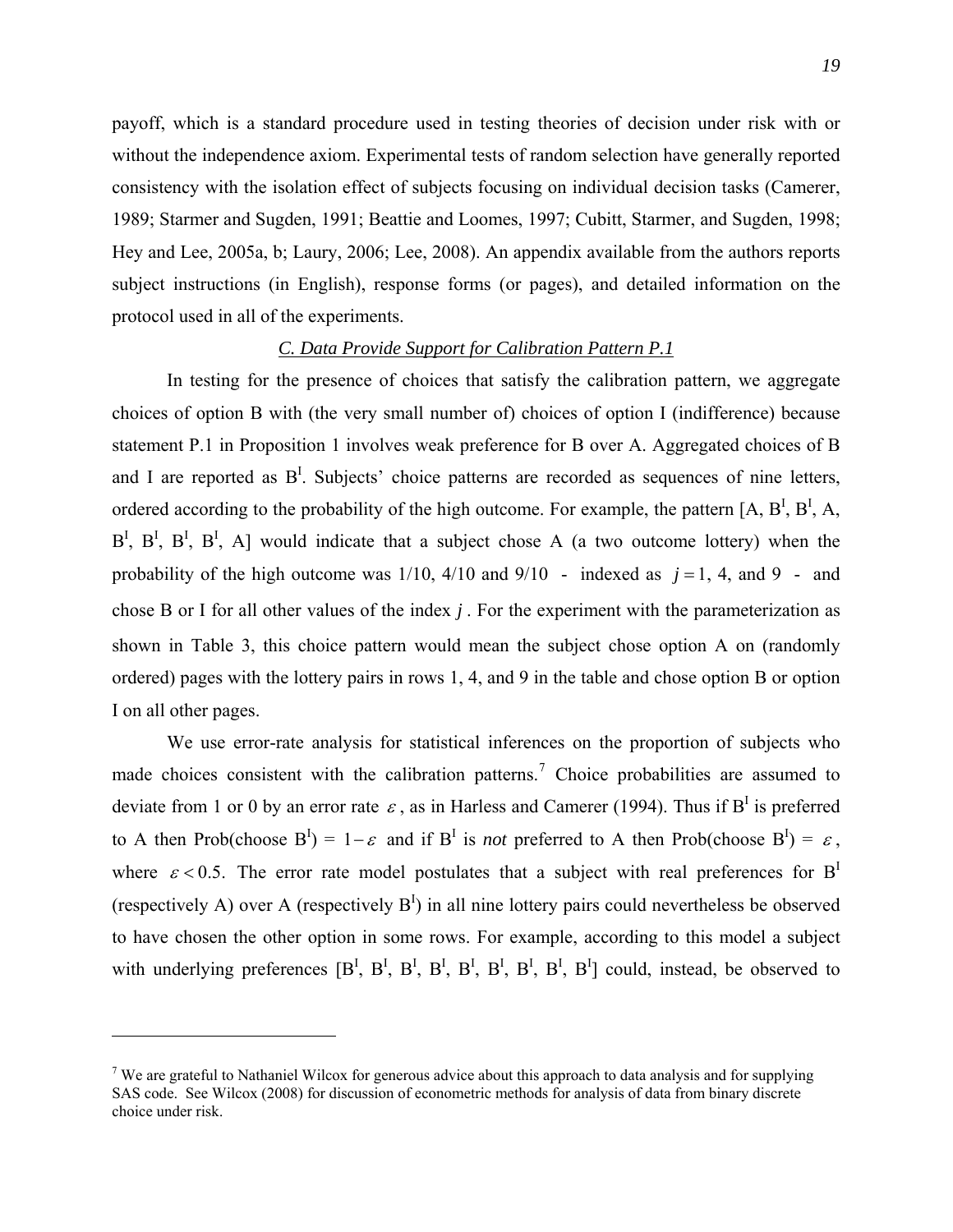payoff, which is a standard procedure used in testing theories of decision under risk with or without the independence axiom. Experimental tests of random selection have generally reported consistency with the isolation effect of subjects focusing on individual decision tasks (Camerer, 1989; Starmer and Sugden, 1991; Beattie and Loomes, 1997; Cubitt, Starmer, and Sugden, 1998; Hey and Lee, 2005a, b; Laury, 2006; Lee, 2008). An appendix available from the authors reports subject instructions (in English), response forms (or pages), and detailed information on the protocol used in all of the experiments.

### *C. Data Provide Support for Calibration Pattern P.1*

In testing for the presence of choices that satisfy the calibration pattern, we aggregate choices of option B with (the very small number of) choices of option I (indifference) because statement P.1 in Proposition 1 involves weak preference for B over A. Aggregated choices of B and I are reported as $B^I$. Subjects' choice patterns are recorded as sequences of nine letters, ordered according to the probability of the high outcome. For example, the pattern [A, $B^I$, $B^I$, A, $B^I$, $B^I$, $B^I$, $B^I$, A] would indicate that a subject chose A (a two outcome lottery) when the probability of the high outcome was 1/10, 4/10 and 9/10 - indexed as $j = 1$, 4, and 9 - and chose B or I for all other values of the index $j$. For the experiment with the parameterization as shown in Table 3, this choice pattern would mean the subject chose option A on (randomly ordered) pages with the lottery pairs in rows 1, 4, and 9 in the table and chose option B or option I on all other pages.

We use error-rate analysis for statistical inferences on the proportion of subjects who made choices consistent with the calibration patterns.[7] Choice probabilities are assumed to deviate from 1 or 0 by an error rate $\varepsilon$, as in Harless and Camerer (1994). Thus if $B^I$ is preferred to A then Prob(choose $B^I$) = $1-\varepsilon$ and if $B^I$ is *not* preferred to A then Prob(choose $B^I$) = $\varepsilon$, where $\varepsilon < 0.5$. The error rate model postulates that a subject with real preferences for $B^I$ (respectively A) over A (respectively $B^I$) in all nine lottery pairs could nevertheless be observed to have chosen the other option in some rows. For example, according to this model a subject with underlying preferences [$B^I$, $B^I$, $B^I$, $B^I$, $B^I$, $B^I$, $B^I$, $B^I$, $B^I$] could, instead, be observed to

---

[7] We are grateful to Nathaniel Wilcox for generous advice about this approach to data analysis and for supplying SAS code. See Wilcox (2008) for discussion of econometric methods for analysis of data from binary discrete choice under risk.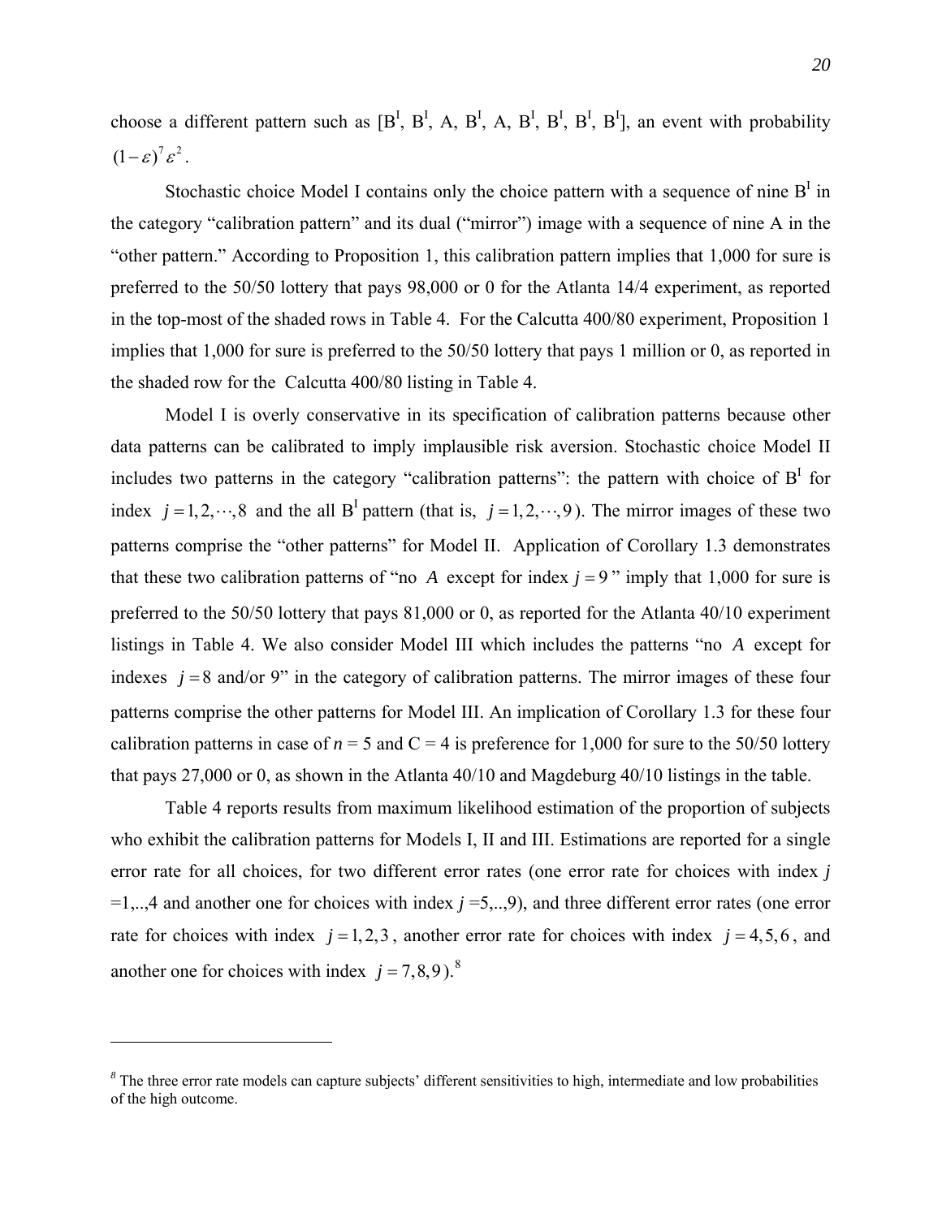choose a different pattern such as [$B^I$, $B^I$, A, $B^I$, A, $B^I$, $B^I$, $B^I$, $B^I$], an event with probability $(1-\varepsilon)^7 \varepsilon^2$.

Stochastic choice Model I contains only the choice pattern with a sequence of nine $B^I$ in the category "calibration pattern" and its dual ("mirror") image with a sequence of nine A in the "other pattern." According to Proposition 1, this calibration pattern implies that 1,000 for sure is preferred to the 50/50 lottery that pays 98,000 or 0 for the Atlanta 14/4 experiment, as reported in the top-most of the shaded rows in Table 4. For the Calcutta 400/80 experiment, Proposition 1 implies that 1,000 for sure is preferred to the 50/50 lottery that pays 1 million or 0, as reported in the shaded row for the Calcutta 400/80 listing in Table 4.

Model I is overly conservative in its specification of calibration patterns because other data patterns can be calibrated to imply implausible risk aversion. Stochastic choice Model II includes two patterns in the category "calibration patterns": the pattern with choice of $B^I$ for index $j = 1, 2, \cdots, 8$ and the all $B^I$ pattern (that is, $j = 1, 2, \cdots, 9$). The mirror images of these two patterns comprise the "other patterns" for Model II. Application of Corollary 1.3 demonstrates that these two calibration patterns of "no $A$ except for index $j = 9$" imply that 1,000 for sure is preferred to the 50/50 lottery that pays 81,000 or 0, as reported for the Atlanta 40/10 experiment listings in Table 4. We also consider Model III which includes the patterns "no $A$ except for indexes $j = 8$ and/or 9" in the category of calibration patterns. The mirror images of these four patterns comprise the other patterns for Model III. An implication of Corollary 1.3 for these four calibration patterns in case of $n = 5$ and C = 4 is preference for 1,000 for sure to the 50/50 lottery that pays 27,000 or 0, as shown in the Atlanta 40/10 and Magdeburg 40/10 listings in the table.

Table 4 reports results from maximum likelihood estimation of the proportion of subjects who exhibit the calibration patterns for Models I, II and III. Estimations are reported for a single error rate for all choices, for two different error rates (one error rate for choices with index $j$ =1,..,4 and another one for choices with index $j$ =5,..,9), and three different error rates (one error rate for choices with index $j = 1, 2, 3$, another error rate for choices with index $j = 4, 5, 6$, and another one for choices with index $j = 7, 8, 9$).[8]

---

[8] The three error rate models can capture subjects' different sensitivities to high, intermediate and low probabilities of the high outcome.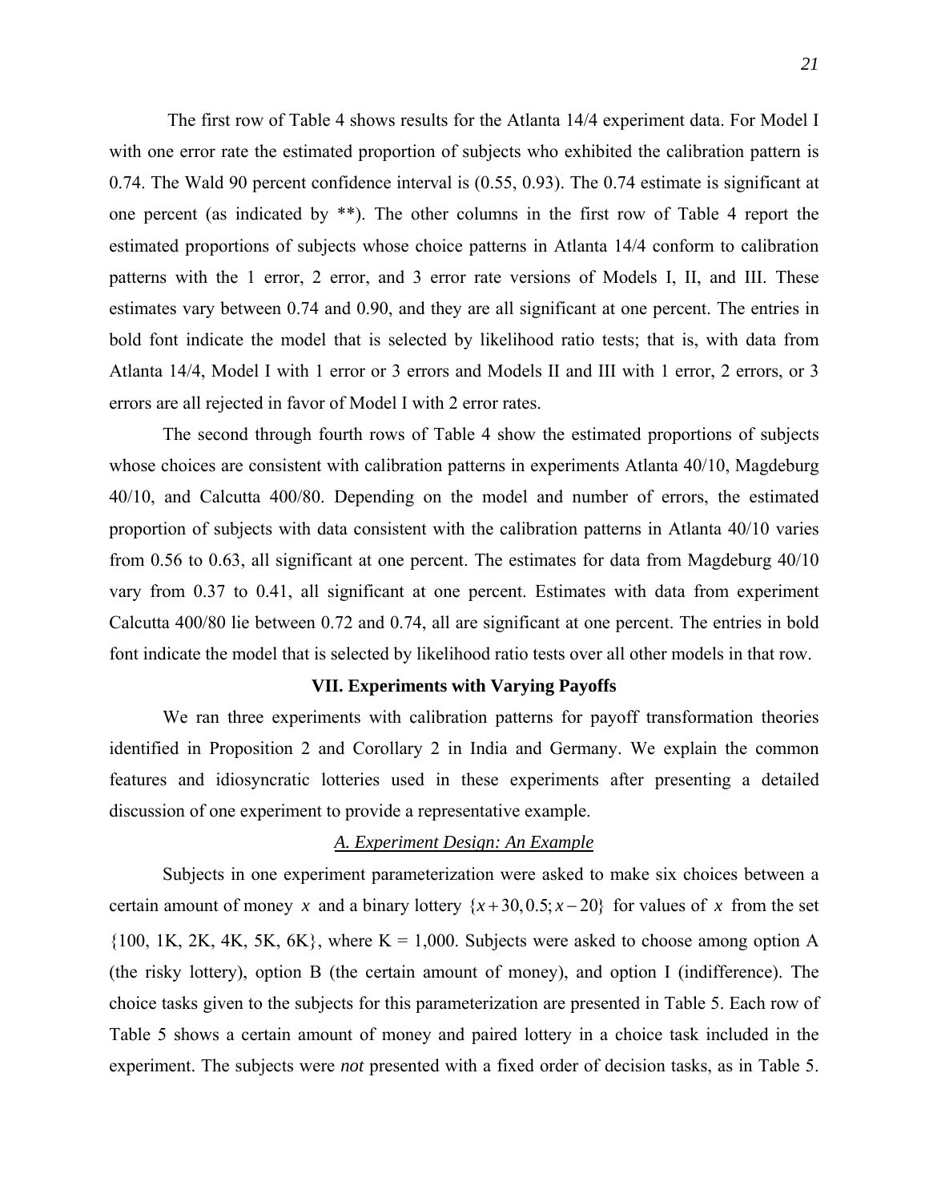The first row of Table 4 shows results for the Atlanta 14/4 experiment data. For Model I with one error rate the estimated proportion of subjects who exhibited the calibration pattern is 0.74. The Wald 90 percent confidence interval is (0.55, 0.93). The 0.74 estimate is significant at one percent (as indicated by **). The other columns in the first row of Table 4 report the estimated proportions of subjects whose choice patterns in Atlanta 14/4 conform to calibration patterns with the 1 error, 2 error, and 3 error rate versions of Models I, II, and III. These estimates vary between 0.74 and 0.90, and they are all significant at one percent. The entries in bold font indicate the model that is selected by likelihood ratio tests; that is, with data from Atlanta 14/4, Model I with 1 error or 3 errors and Models II and III with 1 error, 2 errors, or 3 errors are all rejected in favor of Model I with 2 error rates.

The second through fourth rows of Table 4 show the estimated proportions of subjects whose choices are consistent with calibration patterns in experiments Atlanta 40/10, Magdeburg 40/10, and Calcutta 400/80. Depending on the model and number of errors, the estimated proportion of subjects with data consistent with the calibration patterns in Atlanta 40/10 varies from 0.56 to 0.63, all significant at one percent. The estimates for data from Magdeburg 40/10 vary from 0.37 to 0.41, all significant at one percent. Estimates with data from experiment Calcutta 400/80 lie between 0.72 and 0.74, all are significant at one percent. The entries in bold font indicate the model that is selected by likelihood ratio tests over all other models in that row.

## VII. Experiments with Varying Payoffs

We ran three experiments with calibration patterns for payoff transformation theories identified in Proposition 2 and Corollary 2 in India and Germany. We explain the common features and idiosyncratic lotteries used in these experiments after presenting a detailed discussion of one experiment to provide a representative example.

### *A. Experiment Design: An Example*

Subjects in one experiment parameterization were asked to make six choices between a certain amount of money $x$ and a binary lottery $\{x+30, 0.5; x-20\}$ for values of $x$ from the set $\{100, 1K, 2K, 4K, 5K, 6K\}$, where K = 1,000. Subjects were asked to choose among option A (the risky lottery), option B (the certain amount of money), and option I (indifference). The choice tasks given to the subjects for this parameterization are presented in Table 5. Each row of Table 5 shows a certain amount of money and paired lottery in a choice task included in the experiment. The subjects were *not* presented with a fixed order of decision tasks, as in Table 5.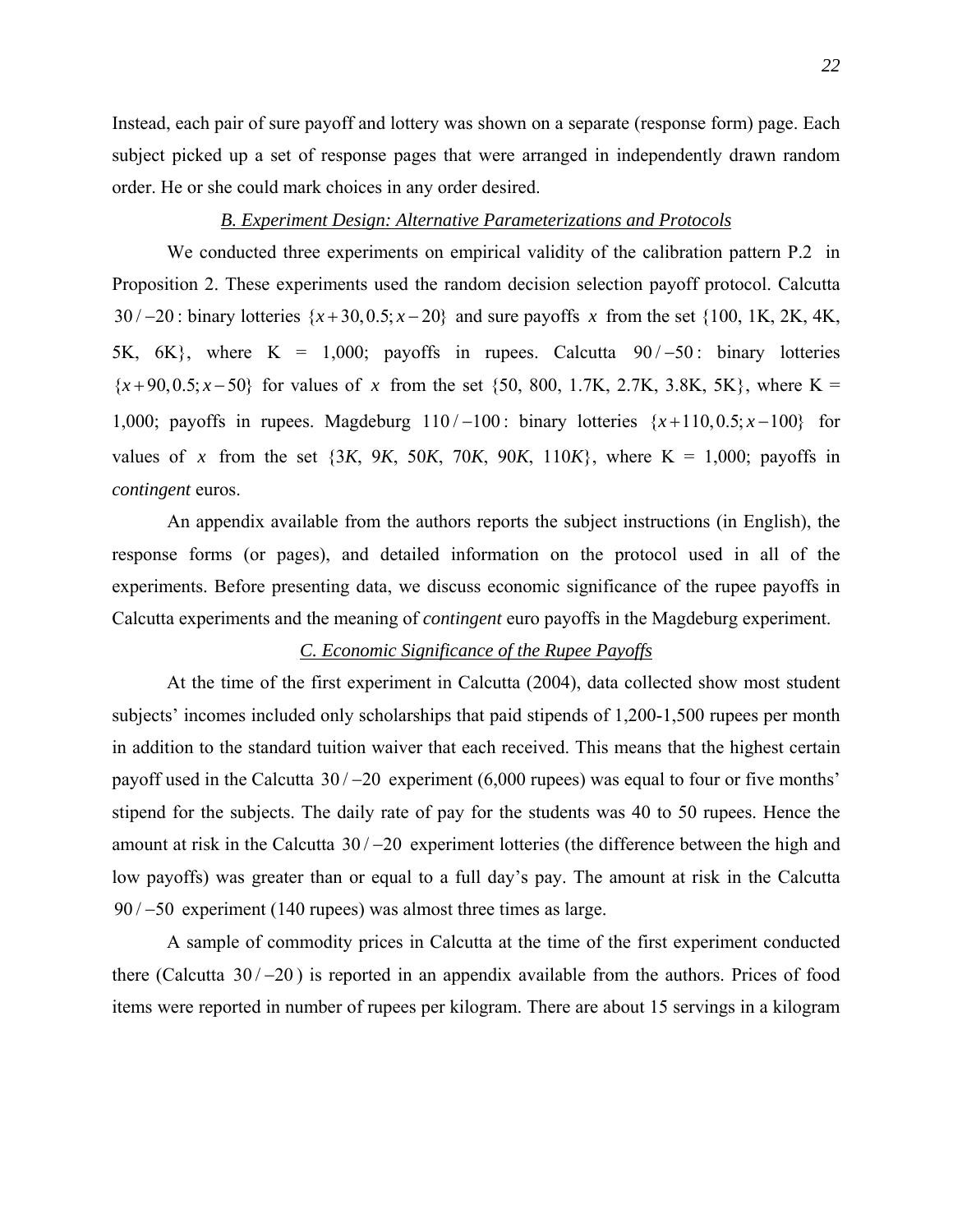Instead, each pair of sure payoff and lottery was shown on a separate (response form) page. Each subject picked up a set of response pages that were arranged in independently drawn random order. He or she could mark choices in any order desired.

### *B. Experiment Design: Alternative Parameterizations and Protocols*

We conducted three experiments on empirical validity of the calibration pattern P.2 in Proposition 2. These experiments used the random decision selection payoff protocol. Calcutta $30/-20$: binary lotteries $\{x+30, 0.5; x-20\}$ and sure payoffs $x$ from the set {100, 1K, 2K, 4K, 5K, 6K}, where K = 1,000; payoffs in rupees. Calcutta $90/-50$: binary lotteries $\{x+90, 0.5; x-50\}$ for values of $x$ from the set {50, 800, 1.7K, 2.7K, 3.8K, 5K}, where K = 1,000; payoffs in rupees. Magdeburg $110/-100$: binary lotteries $\{x+110, 0.5; x-100\}$ for values of $x$ from the set {3*K*, 9*K*, 50*K*, 70*K*, 90*K*, 110*K*}, where K = 1,000; payoffs in *contingent* euros.

An appendix available from the authors reports the subject instructions (in English), the response forms (or pages), and detailed information on the protocol used in all of the experiments. Before presenting data, we discuss economic significance of the rupee payoffs in Calcutta experiments and the meaning of *contingent* euro payoffs in the Magdeburg experiment.

### *C. Economic Significance of the Rupee Payoffs*

At the time of the first experiment in Calcutta (2004), data collected show most student subjects' incomes included only scholarships that paid stipends of 1,200-1,500 rupees per month in addition to the standard tuition waiver that each received. This means that the highest certain payoff used in the Calcutta $30/-20$ experiment (6,000 rupees) was equal to four or five months' stipend for the subjects. The daily rate of pay for the students was 40 to 50 rupees. Hence the amount at risk in the Calcutta $30/-20$ experiment lotteries (the difference between the high and low payoffs) was greater than or equal to a full day's pay. The amount at risk in the Calcutta $90/-50$ experiment (140 rupees) was almost three times as large.

A sample of commodity prices in Calcutta at the time of the first experiment conducted there (Calcutta $30/-20$) is reported in an appendix available from the authors. Prices of food items were reported in number of rupees per kilogram. There are about 15 servings in a kilogram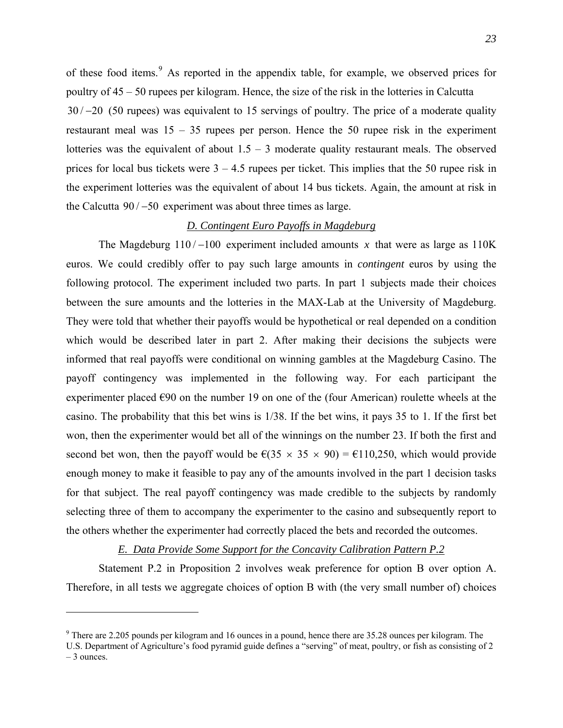of these food items.[9] As reported in the appendix table, for example, we observed prices for poultry of 45 – 50 rupees per kilogram. Hence, the size of the risk in the lotteries in Calcutta $30/-20$ (50 rupees) was equivalent to 15 servings of poultry. The price of a moderate quality restaurant meal was 15 – 35 rupees per person. Hence the 50 rupee risk in the experiment lotteries was the equivalent of about 1.5 – 3 moderate quality restaurant meals. The observed prices for local bus tickets were 3 – 4.5 rupees per ticket. This implies that the 50 rupee risk in the experiment lotteries was the equivalent of about 14 bus tickets. Again, the amount at risk in the Calcutta $90/-50$ experiment was about three times as large.

### *D. Contingent Euro Payoffs in Magdeburg*

The Magdeburg $110/-100$ experiment included amounts $x$ that were as large as 110K euros. We could credibly offer to pay such large amounts in *contingent* euros by using the following protocol. The experiment included two parts. In part 1 subjects made their choices between the sure amounts and the lotteries in the MAX-Lab at the University of Magdeburg. They were told that whether their payoffs would be hypothetical or real depended on a condition which would be described later in part 2. After making their decisions the subjects were informed that real payoffs were conditional on winning gambles at the Magdeburg Casino. The payoff contingency was implemented in the following way. For each participant the experimenter placed €90 on the number 19 on one of the (four American) roulette wheels at the casino. The probability that this bet wins is 1/38. If the bet wins, it pays 35 to 1. If the first bet won, then the experimenter would bet all of the winnings on the number 23. If both the first and second bet won, then the payoff would be €$(35 \times 35 \times 90)$ = €110,250, which would provide enough money to make it feasible to pay any of the amounts involved in the part 1 decision tasks for that subject. The real payoff contingency was made credible to the subjects by randomly selecting three of them to accompany the experimenter to the casino and subsequently report to the others whether the experimenter had correctly placed the bets and recorded the outcomes.

### *E. Data Provide Some Support for the Concavity Calibration Pattern P.2*

Statement P.2 in Proposition 2 involves weak preference for option B over option A. Therefore, in all tests we aggregate choices of option B with (the very small number of) choices

---

[9] There are 2.205 pounds per kilogram and 16 ounces in a pound, hence there are 35.28 ounces per kilogram. The U.S. Department of Agriculture's food pyramid guide defines a "serving" of meat, poultry, or fish as consisting of 2 – 3 ounces.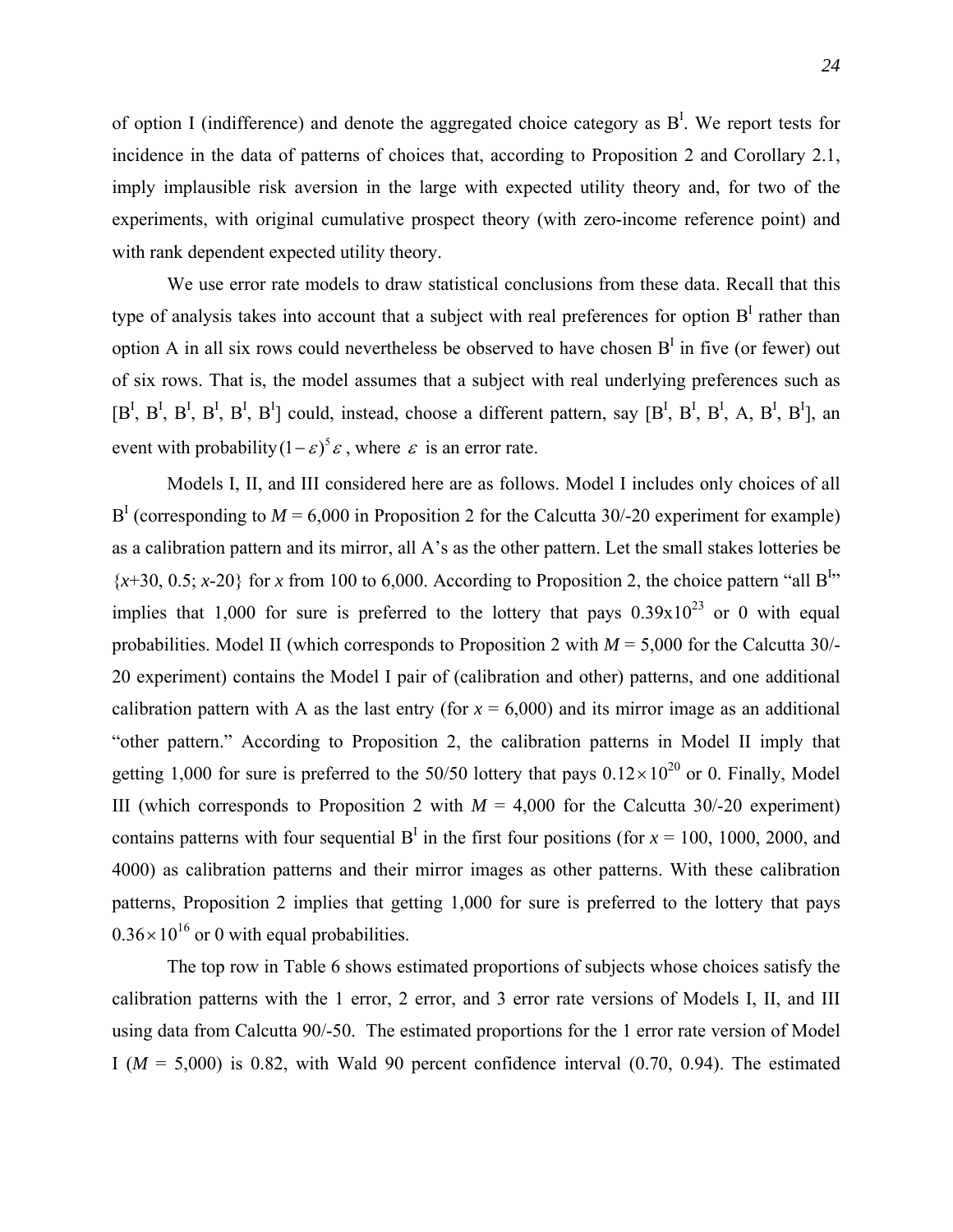of option I (indifference) and denote the aggregated choice category as $B^I$. We report tests for incidence in the data of patterns of choices that, according to Proposition 2 and Corollary 2.1, imply implausible risk aversion in the large with expected utility theory and, for two of the experiments, with original cumulative prospect theory (with zero-income reference point) and with rank dependent expected utility theory.

We use error rate models to draw statistical conclusions from these data. Recall that this type of analysis takes into account that a subject with real preferences for option $B^I$ rather than option A in all six rows could nevertheless be observed to have chosen $B^I$ in five (or fewer) out of six rows. That is, the model assumes that a subject with real underlying preferences such as [$B^I$, $B^I$, $B^I$, $B^I$, $B^I$, $B^I$] could, instead, choose a different pattern, say [$B^I$, $B^I$, $B^I$, A, $B^I$, $B^I$], an event with probability $(1-\varepsilon)^5\varepsilon$, where $\varepsilon$ is an error rate.

Models I, II, and III considered here are as follows. Model I includes only choices of all $B^I$ (corresponding to $M$ = 6,000 in Proposition 2 for the Calcutta 30/-20 experiment for example) as a calibration pattern and its mirror, all A's as the other pattern. Let the small stakes lotteries be $\{x+30, 0.5; x-20\}$ for $x$ from 100 to 6,000. According to Proposition 2, the choice pattern "all $B^I$" implies that 1,000 for sure is preferred to the lottery that pays $0.39\text{x}10^{23}$ or 0 with equal probabilities. Model II (which corresponds to Proposition 2 with $M$ = 5,000 for the Calcutta 30/-20 experiment) contains the Model I pair of (calibration and other) patterns, and one additional calibration pattern with A as the last entry (for $x$ = 6,000) and its mirror image as an additional "other pattern." According to Proposition 2, the calibration patterns in Model II imply that getting 1,000 for sure is preferred to the 50/50 lottery that pays $0.12\times10^{20}$ or 0. Finally, Model III (which corresponds to Proposition 2 with $M$ = 4,000 for the Calcutta 30/-20 experiment) contains patterns with four sequential $B^I$ in the first four positions (for $x$ = 100, 1000, 2000, and 4000) as calibration patterns and their mirror images as other patterns. With these calibration patterns, Proposition 2 implies that getting 1,000 for sure is preferred to the lottery that pays $0.36\times10^{16}$ or 0 with equal probabilities.

The top row in Table 6 shows estimated proportions of subjects whose choices satisfy the calibration patterns with the 1 error, 2 error, and 3 error rate versions of Models I, II, and III using data from Calcutta 90/-50. The estimated proportions for the 1 error rate version of Model I ($M$ = 5,000) is 0.82, with Wald 90 percent confidence interval (0.70, 0.94). The estimated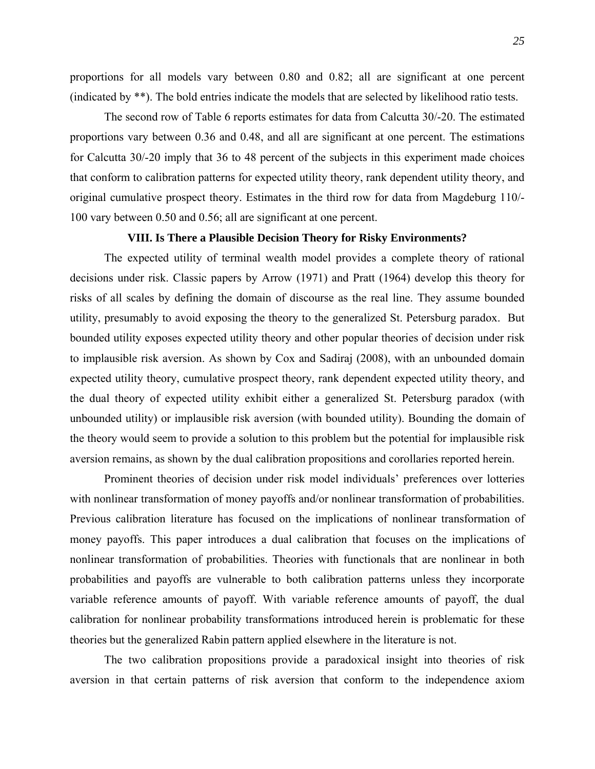proportions for all models vary between 0.80 and 0.82; all are significant at one percent (indicated by **). The bold entries indicate the models that are selected by likelihood ratio tests.

The second row of Table 6 reports estimates for data from Calcutta 30/-20. The estimated proportions vary between 0.36 and 0.48, and all are significant at one percent. The estimations for Calcutta 30/-20 imply that 36 to 48 percent of the subjects in this experiment made choices that conform to calibration patterns for expected utility theory, rank dependent utility theory, and original cumulative prospect theory. Estimates in the third row for data from Magdeburg 110/-100 vary between 0.50 and 0.56; all are significant at one percent.

## VIII. Is There a Plausible Decision Theory for Risky Environments?

The expected utility of terminal wealth model provides a complete theory of rational decisions under risk. Classic papers by Arrow (1971) and Pratt (1964) develop this theory for risks of all scales by defining the domain of discourse as the real line. They assume bounded utility, presumably to avoid exposing the theory to the generalized St. Petersburg paradox. But bounded utility exposes expected utility theory and other popular theories of decision under risk to implausible risk aversion. As shown by Cox and Sadiraj (2008), with an unbounded domain expected utility theory, cumulative prospect theory, rank dependent expected utility theory, and the dual theory of expected utility exhibit either a generalized St. Petersburg paradox (with unbounded utility) or implausible risk aversion (with bounded utility). Bounding the domain of the theory would seem to provide a solution to this problem but the potential for implausible risk aversion remains, as shown by the dual calibration propositions and corollaries reported herein.

Prominent theories of decision under risk model individuals' preferences over lotteries with nonlinear transformation of money payoffs and/or nonlinear transformation of probabilities. Previous calibration literature has focused on the implications of nonlinear transformation of money payoffs. This paper introduces a dual calibration that focuses on the implications of nonlinear transformation of probabilities. Theories with functionals that are nonlinear in both probabilities and payoffs are vulnerable to both calibration patterns unless they incorporate variable reference amounts of payoff. With variable reference amounts of payoff, the dual calibration for nonlinear probability transformations introduced herein is problematic for these theories but the generalized Rabin pattern applied elsewhere in the literature is not.

The two calibration propositions provide a paradoxical insight into theories of risk aversion in that certain patterns of risk aversion that conform to the independence axiom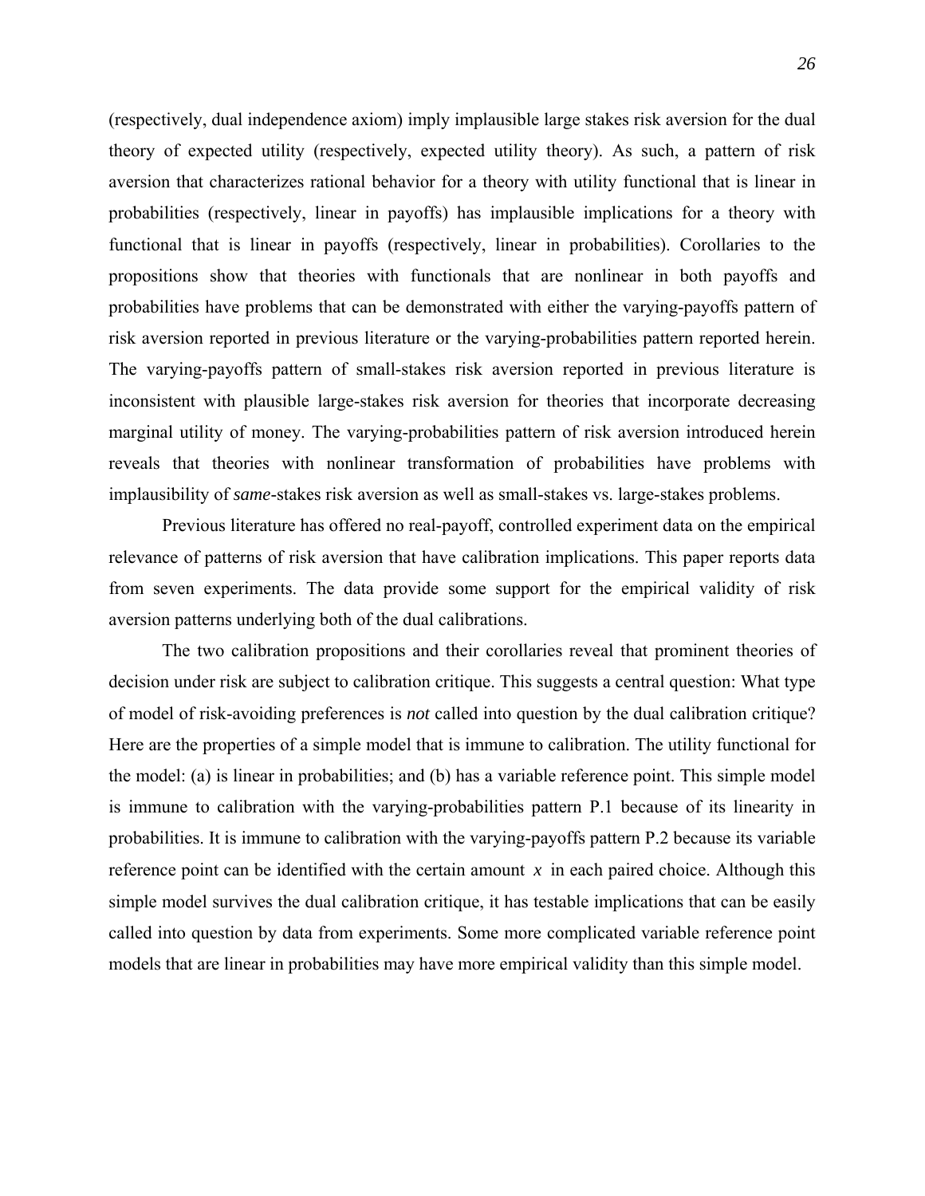(respectively, dual independence axiom) imply implausible large stakes risk aversion for the dual theory of expected utility (respectively, expected utility theory). As such, a pattern of risk aversion that characterizes rational behavior for a theory with utility functional that is linear in probabilities (respectively, linear in payoffs) has implausible implications for a theory with functional that is linear in payoffs (respectively, linear in probabilities). Corollaries to the propositions show that theories with functionals that are nonlinear in both payoffs and probabilities have problems that can be demonstrated with either the varying-payoffs pattern of risk aversion reported in previous literature or the varying-probabilities pattern reported herein. The varying-payoffs pattern of small-stakes risk aversion reported in previous literature is inconsistent with plausible large-stakes risk aversion for theories that incorporate decreasing marginal utility of money. The varying-probabilities pattern of risk aversion introduced herein reveals that theories with nonlinear transformation of probabilities have problems with implausibility of ***same***-stakes risk aversion as well as small-stakes vs. large-stakes problems.

Previous literature has offered no real-payoff, controlled experiment data on the empirical relevance of patterns of risk aversion that have calibration implications. This paper reports data from seven experiments. The data provide some support for the empirical validity of risk aversion patterns underlying both of the dual calibrations.

The two calibration propositions and their corollaries reveal that prominent theories of decision under risk are subject to calibration critique. This suggests a central question: What type of model of risk-avoiding preferences is *not* called into question by the dual calibration critique? Here are the properties of a simple model that is immune to calibration. The utility functional for the model: (a) is linear in probabilities; and (b) has a variable reference point. This simple model is immune to calibration with the varying-probabilities pattern P.1 because of its linearity in probabilities. It is immune to calibration with the varying-payoffs pattern P.2 because its variable reference point can be identified with the certain amount $x$ in each paired choice. Although this simple model survives the dual calibration critique, it has testable implications that can be easily called into question by data from experiments. Some more complicated variable reference point models that are linear in probabilities may have more empirical validity than this simple model.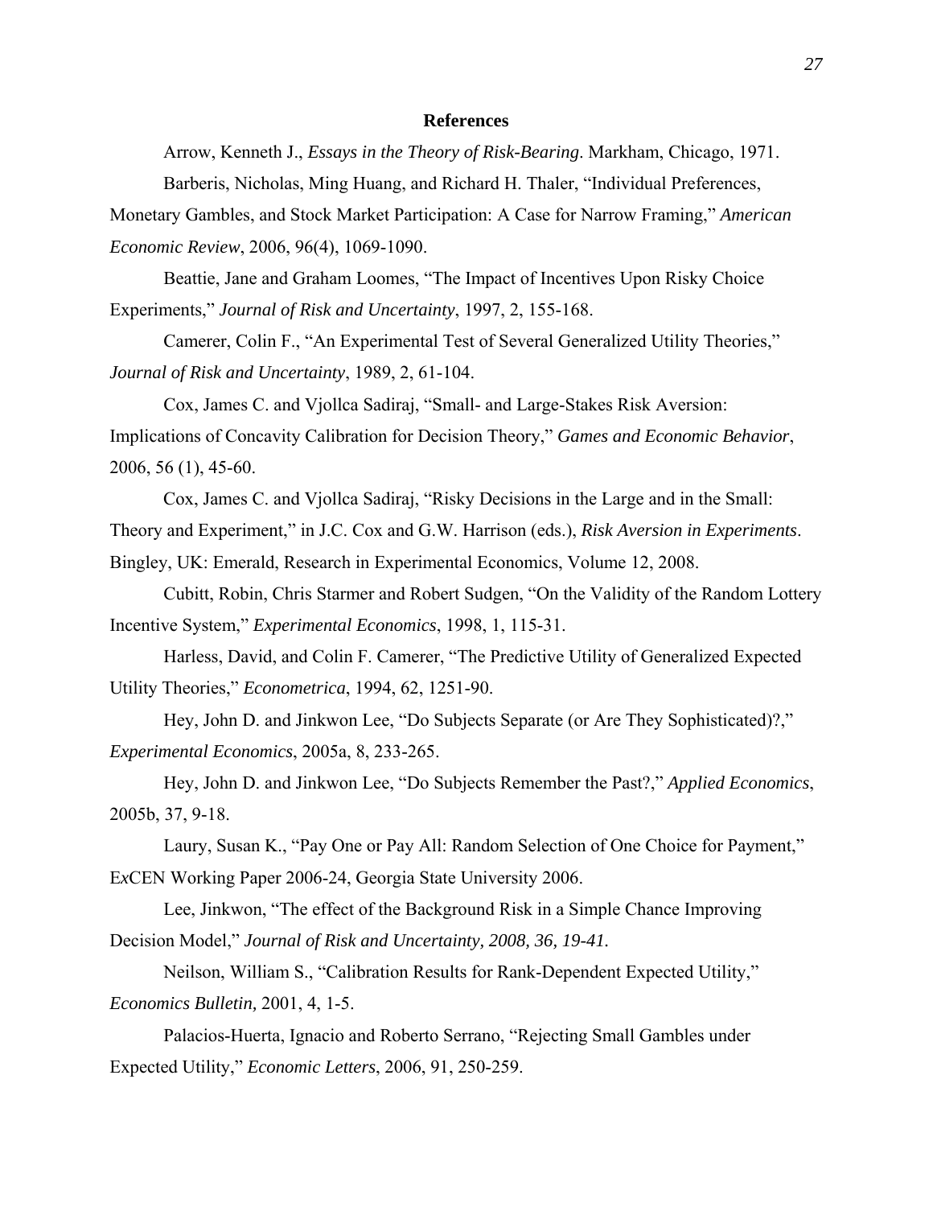## References

Arrow, Kenneth J., *Essays in the Theory of Risk-Bearing*. Markham, Chicago, 1971.

Barberis, Nicholas, Ming Huang, and Richard H. Thaler, "Individual Preferences, Monetary Gambles, and Stock Market Participation: A Case for Narrow Framing," *American Economic Review*, 2006, 96(4), 1069-1090.

Beattie, Jane and Graham Loomes, "The Impact of Incentives Upon Risky Choice Experiments," *Journal of Risk and Uncertainty*, 1997, 2, 155-168.

Camerer, Colin F., "An Experimental Test of Several Generalized Utility Theories," *Journal of Risk and Uncertainty*, 1989, 2, 61-104.

Cox, James C. and Vjollca Sadiraj, "Small- and Large-Stakes Risk Aversion: Implications of Concavity Calibration for Decision Theory," *Games and Economic Behavior*, 2006, 56 (1), 45-60.

Cox, James C. and Vjollca Sadiraj, "Risky Decisions in the Large and in the Small: Theory and Experiment," in J.C. Cox and G.W. Harrison (eds.), *Risk Aversion in Experiments*. Bingley, UK: Emerald, Research in Experimental Economics, Volume 12, 2008.

Cubitt, Robin, Chris Starmer and Robert Sudgen, "On the Validity of the Random Lottery Incentive System," *Experimental Economics*, 1998, 1, 115-31.

Harless, David, and Colin F. Camerer, "The Predictive Utility of Generalized Expected Utility Theories," *Econometrica*, 1994, 62, 1251-90.

Hey, John D. and Jinkwon Lee, "Do Subjects Separate (or Are They Sophisticated)?," *Experimental Economics*, 2005a, 8, 233-265.

Hey, John D. and Jinkwon Lee, "Do Subjects Remember the Past?," *Applied Economics*, 2005b, 37, 9-18.

Laury, Susan K., "Pay One or Pay All: Random Selection of One Choice for Payment," E*x*CEN Working Paper 2006-24, Georgia State University 2006.

Lee, Jinkwon, "The effect of the Background Risk in a Simple Chance Improving Decision Model," *Journal of Risk and Uncertainty, 2008, 36, 19-41.*

Neilson, William S., "Calibration Results for Rank-Dependent Expected Utility," *Economics Bulletin,* 2001, 4, 1-5.

Palacios-Huerta, Ignacio and Roberto Serrano, "Rejecting Small Gambles under Expected Utility," *Economic Letters*, 2006, 91, 250-259.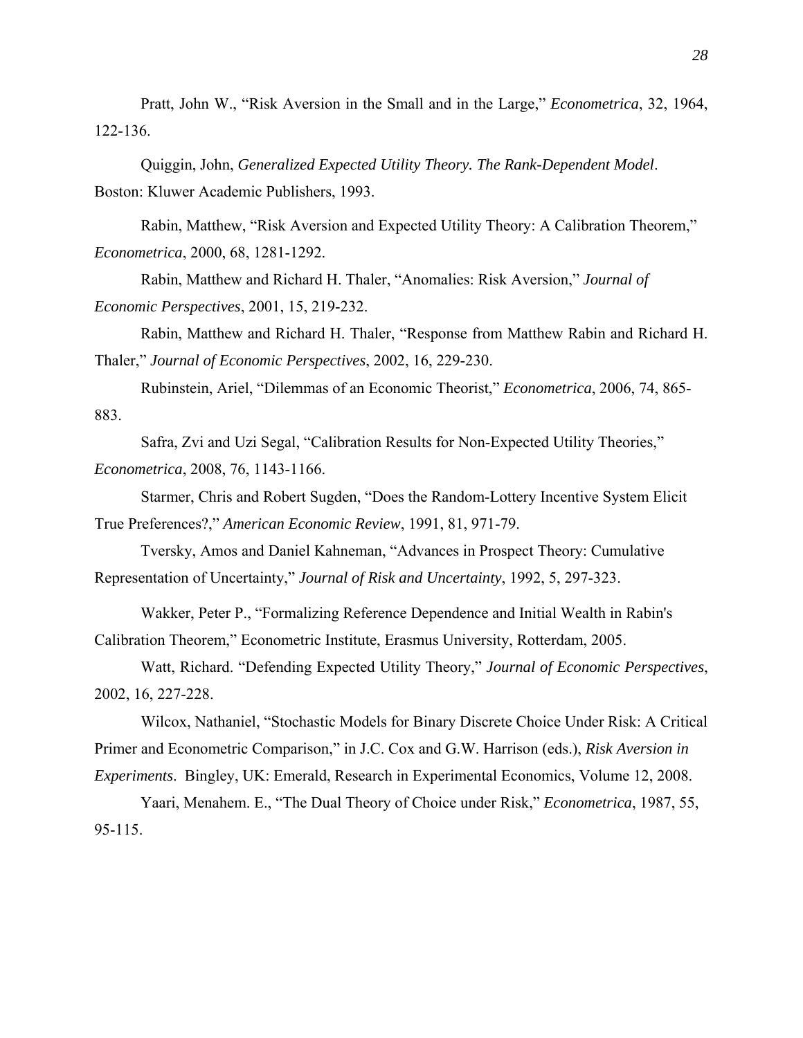Pratt, John W., "Risk Aversion in the Small and in the Large," *Econometrica*, 32, 1964, 122-136.

Quiggin, John, *Generalized Expected Utility Theory. The Rank-Dependent Model*. Boston: Kluwer Academic Publishers, 1993.

Rabin, Matthew, "Risk Aversion and Expected Utility Theory: A Calibration Theorem," *Econometrica*, 2000, 68, 1281-1292.

Rabin, Matthew and Richard H. Thaler, "Anomalies: Risk Aversion," *Journal of Economic Perspectives*, 2001, 15, 219-232.

Rabin, Matthew and Richard H. Thaler, "Response from Matthew Rabin and Richard H. Thaler," *Journal of Economic Perspectives*, 2002, 16, 229-230.

Rubinstein, Ariel, "Dilemmas of an Economic Theorist," *Econometrica*, 2006, 74, 865-883.

Safra, Zvi and Uzi Segal, "Calibration Results for Non-Expected Utility Theories," *Econometrica*, 2008, 76, 1143-1166.

Starmer, Chris and Robert Sugden, "Does the Random-Lottery Incentive System Elicit True Preferences?," *American Economic Review*, 1991, 81, 971-79.

Tversky, Amos and Daniel Kahneman, "Advances in Prospect Theory: Cumulative Representation of Uncertainty," *Journal of Risk and Uncertainty*, 1992, 5, 297-323.

Wakker, Peter P., "Formalizing Reference Dependence and Initial Wealth in Rabin's Calibration Theorem," Econometric Institute, Erasmus University, Rotterdam, 2005.

Watt, Richard. "Defending Expected Utility Theory," *Journal of Economic Perspectives*, 2002, 16, 227-228.

Wilcox, Nathaniel, "Stochastic Models for Binary Discrete Choice Under Risk: A Critical Primer and Econometric Comparison," in J.C. Cox and G.W. Harrison (eds.), *Risk Aversion in Experiments*. Bingley, UK: Emerald, Research in Experimental Economics, Volume 12, 2008.

Yaari, Menahem. E., "The Dual Theory of Choice under Risk," *Econometrica*, 1987, 55, 95-115.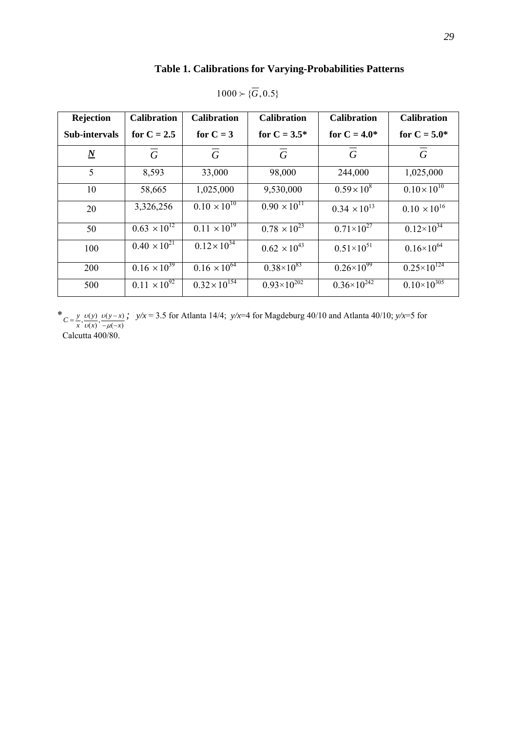**Table 1. Calibrations for Varying-Probabilities Patterns**

$$1000 \succ \{\overline{G}, 0.5\}$$

| Rejection Sub-intervals | Calibration for C = 2.5 | Calibration for C = 3 | Calibration for C = 3.5* | Calibration for C = 4.0* | Calibration for C = 5.0* |
|---|---|---|---|---|---|
| ***N*** | $\overline{G}$ | $\overline{G}$ | $\overline{G}$ | $\overline{G}$ | $\overline{G}$ |
| 5 | 8,593 | 33,000 | 98,000 | 244,000 | 1,025,000 |
| 10 | 58,665 | 1,025,000 | 9,530,000 | $0.59 \times 10^{8}$ | $0.10 \times 10^{10}$ |
| 20 | 3,326,256 | $0.10 \times 10^{10}$ | $0.90 \times 10^{11}$ | $0.34 \times 10^{13}$ | $0.10 \times 10^{16}$ |
| 50 | $0.63 \times 10^{12}$ | $0.11 \times 10^{19}$ | $0.78 \times 10^{23}$ | $0.71 \times 10^{27}$ | $0.12 \times 10^{34}$ |
| 100 | $0.40 \times 10^{21}$ | $0.12 \times 10^{34}$ | $0.62 \times 10^{43}$ | $0.51 \times 10^{51}$ | $0.16 \times 10^{64}$ |
| 200 | $0.16 \times 10^{39}$ | $0.16 \times 10^{64}$ | $0.38 \times 10^{83}$ | $0.26 \times 10^{99}$ | $0.25 \times 10^{124}$ |
| 500 | $0.11 \times 10^{92}$ | $0.32 \times 10^{154}$ | $0.93 \times 10^{202}$ | $0.36 \times 10^{242}$ | $0.10 \times 10^{305}$ |

\* $C = \frac{y}{x}; \frac{\upsilon(y)}{\upsilon(x)}, \frac{\upsilon(y-x)}{-\mu(-x)}$; *y/x* = 3.5 for Atlanta 14/4; *y/x*=4 for Magdeburg 40/10 and Atlanta 40/10; *y/x*=5 for Calcutta 400/80.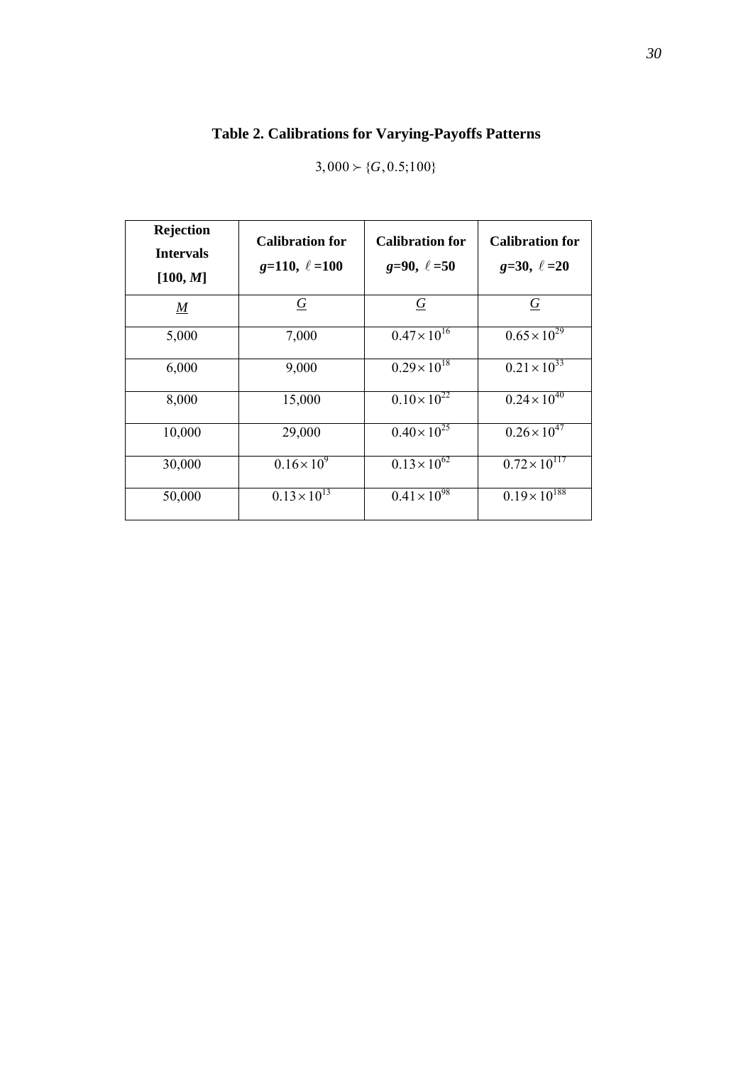# Table 2. Calibrations for Varying-Payoffs Patterns

$$3,000 \succ \{G, 0.5; 100\}$$

| Rejection Intervals [100, *M*] | Calibration for *g*=110, $\ell$=100 | Calibration for *g*=90, $\ell$=50 | Calibration for *g*=30, $\ell$=20 |
|---|---|---|---|
| *M* | *G* | *G* | *G* |
| 5,000 | 7,000 | $0.47 \times 10^{16}$ | $0.65 \times 10^{29}$ |
| 6,000 | 9,000 | $0.29 \times 10^{18}$ | $0.21 \times 10^{33}$ |
| 8,000 | 15,000 | $0.10 \times 10^{22}$ | $0.24 \times 10^{40}$ |
| 10,000 | 29,000 | $0.40 \times 10^{25}$ | $0.26 \times 10^{47}$ |
| 30,000 | $0.16 \times 10^{9}$ | $0.13 \times 10^{62}$ | $0.72 \times 10^{117}$ |
| 50,000 | $0.13 \times 10^{13}$ | $0.41 \times 10^{98}$ | $0.19 \times 10^{188}$ |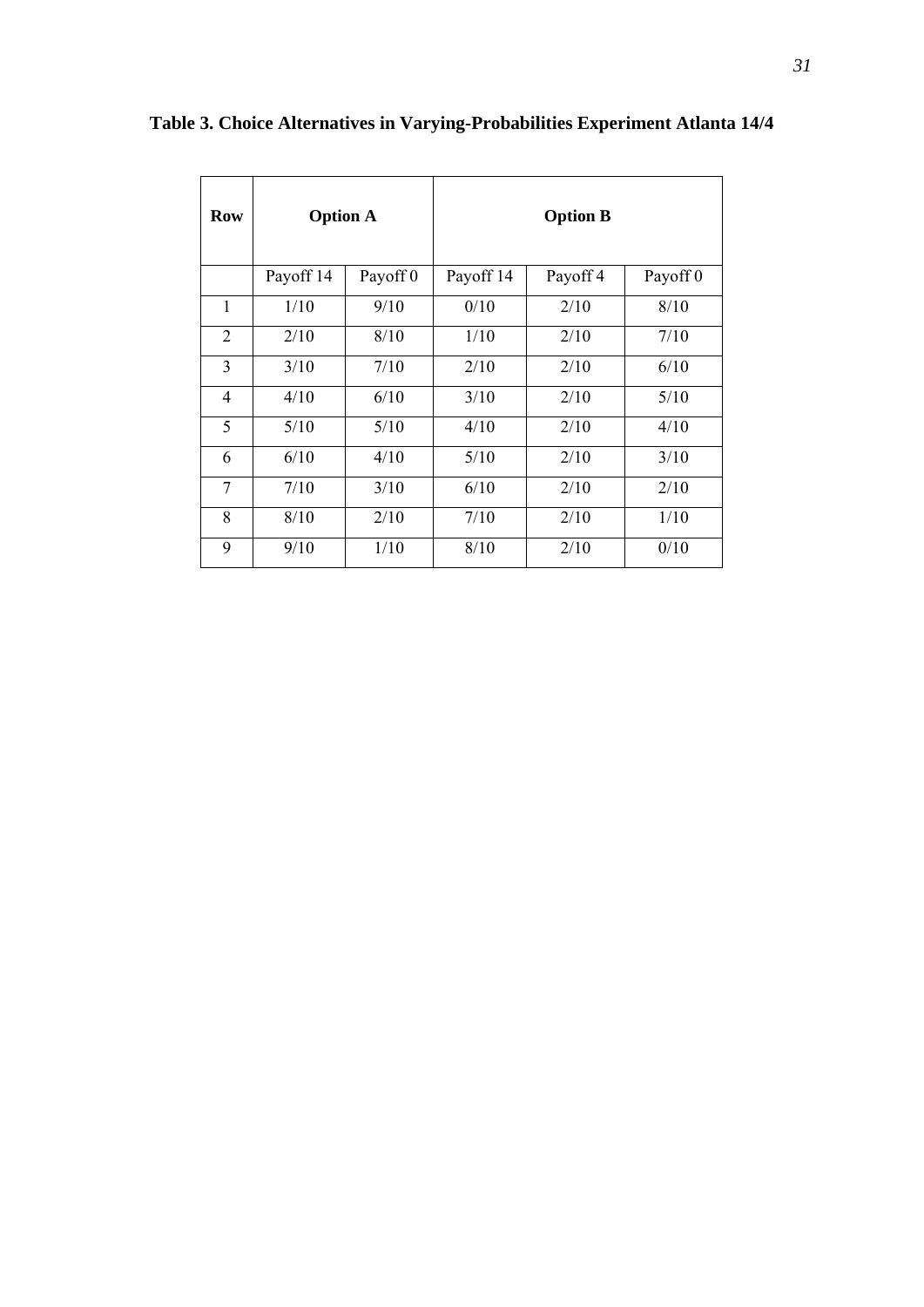**Table 3. Choice Alternatives in Varying-Probabilities Experiment Atlanta 14/4**

| Row | Option A | | Option B | | |
|---|---|---|---|---|---|
| | Payoff 14 | Payoff 0 | Payoff 14 | Payoff 4 | Payoff 0 |
| 1 | 1/10 | 9/10 | 0/10 | 2/10 | 8/10 |
| 2 | 2/10 | 8/10 | 1/10 | 2/10 | 7/10 |
| 3 | 3/10 | 7/10 | 2/10 | 2/10 | 6/10 |
| 4 | 4/10 | 6/10 | 3/10 | 2/10 | 5/10 |
| 5 | 5/10 | 5/10 | 4/10 | 2/10 | 4/10 |
| 6 | 6/10 | 4/10 | 5/10 | 2/10 | 3/10 |
| 7 | 7/10 | 3/10 | 6/10 | 2/10 | 2/10 |
| 8 | 8/10 | 2/10 | 7/10 | 2/10 | 1/10 |
| 9 | 9/10 | 1/10 | 8/10 | 2/10 | 0/10 |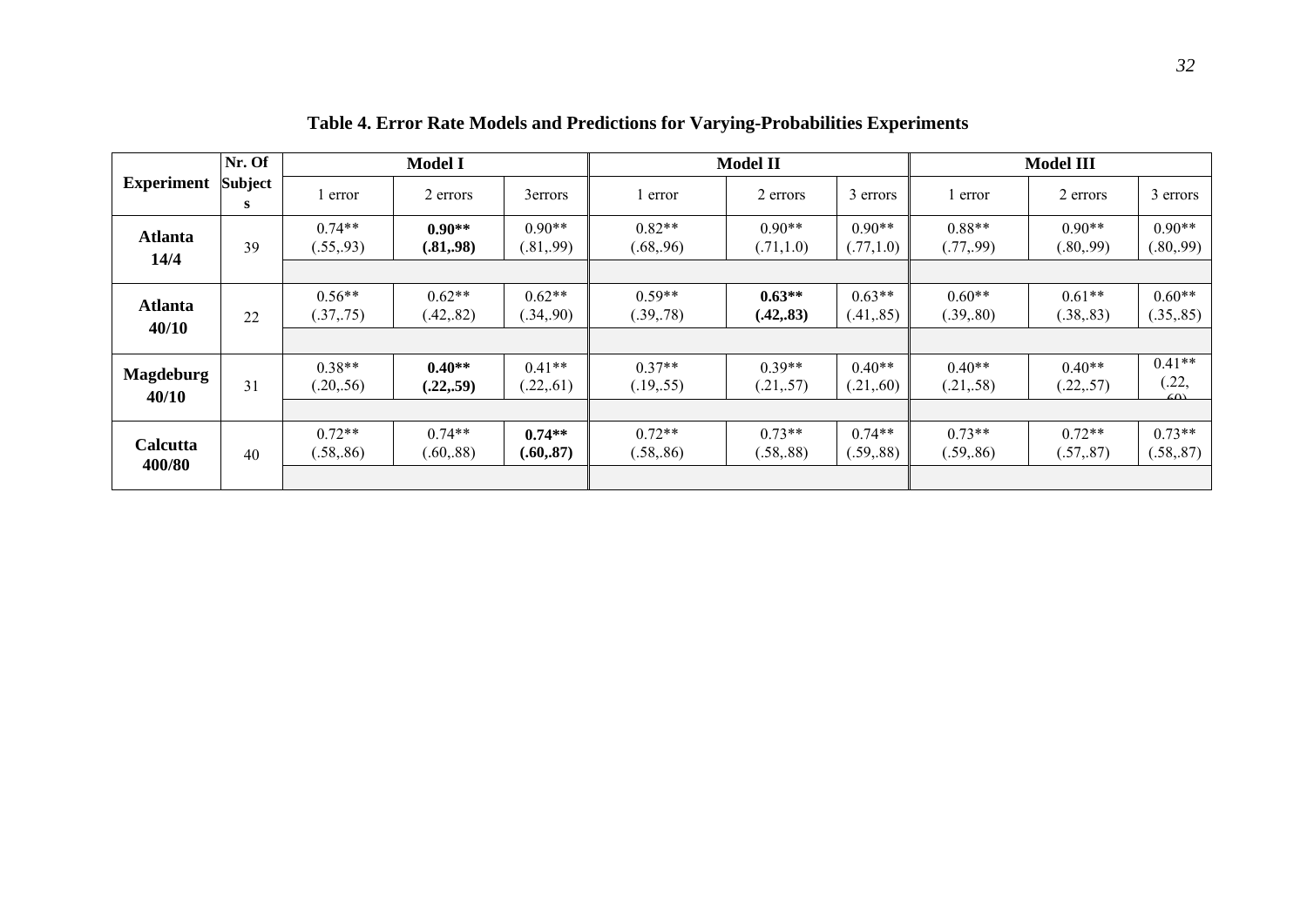**Table 4. Error Rate Models and Predictions for Varying-Probabilities Experiments**

| Experiment | Nr. Of Subjects | Model I | | | Model II | | | Model III | | |
|---|---|---|---|---|---|---|---|---|---|---|
| | | 1 error | 2 errors | 3errors | 1 error | 2 errors | 3 errors | 1 error | 2 errors | 3 errors |
| **Atlanta 14/4** | 39 | 0.74** (.55,.93) | **0.90** (.81,.98)** | 0.90** (.81,.99) | 0.82** (.68,.96) | 0.90** (.71,1.0) | 0.90** (.77,1.0) | 0.88** (.77,.99) | 0.90** (.80,.99) | 0.90** (.80,.99) |
| **Atlanta 40/10** | 22 | 0.56** (.37,.75) | 0.62** (.42,.82) | 0.62** (.34,.90) | 0.59** (.39,.78) | **0.63** (.42,.83)** | 0.63** (.41,.85) | 0.60** (.39,.80) | 0.61** (.38,.83) | 0.60** (.35,.85) |
| **Magdeburg 40/10** | 31 | 0.38** (.20,.56) | **0.40** (.22,.59)** | 0.41** (.22,.61) | 0.37** (.19,.55) | 0.39** (.21,.57) | 0.40** (.21,.60) | 0.40** (.21,.58) | 0.40** (.22,.57) | 0.41** (.22,.60) |
| **Calcutta 400/80** | 40 | 0.72** (.58,.86) | 0.74** (.60,.88) | **0.74** (.60,.87)** | 0.72** (.58,.86) | 0.73** (.58,.88) | 0.74** (.59,.88) | 0.73** (.59,.86) | 0.72** (.57,.87) | 0.73** (.58,.87) |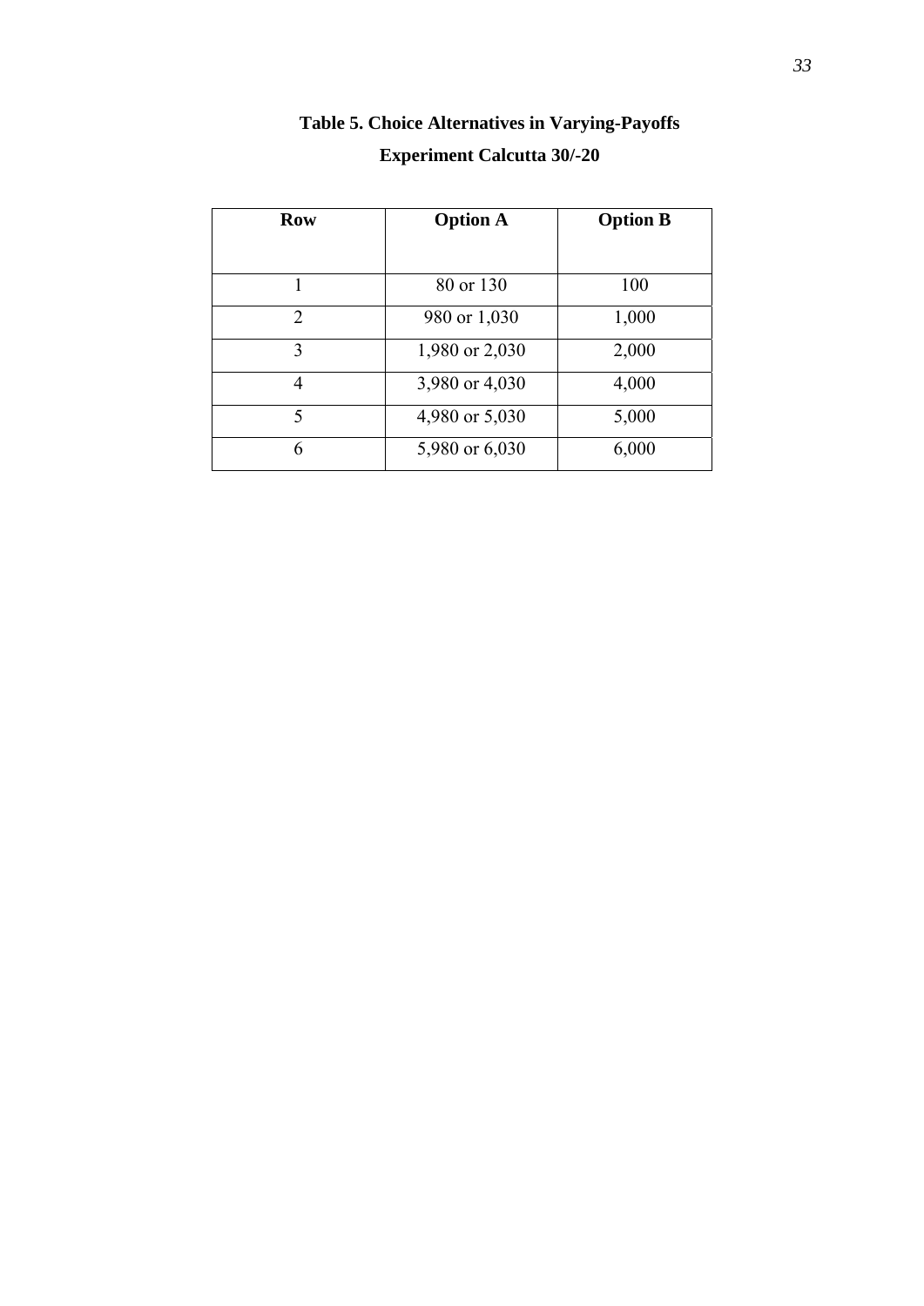**Table 5. Choice Alternatives in Varying-Payoffs Experiment Calcutta 30/-20**

| Row | Option A | Option B |
|---|---|---|
| 1 | 80 or 130 | 100 |
| 2 | 980 or 1,030 | 1,000 |
| 3 | 1,980 or 2,030 | 2,000 |
| 4 | 3,980 or 4,030 | 4,000 |
| 5 | 4,980 or 5,030 | 5,000 |
| 6 | 5,980 or 6,030 | 6,000 |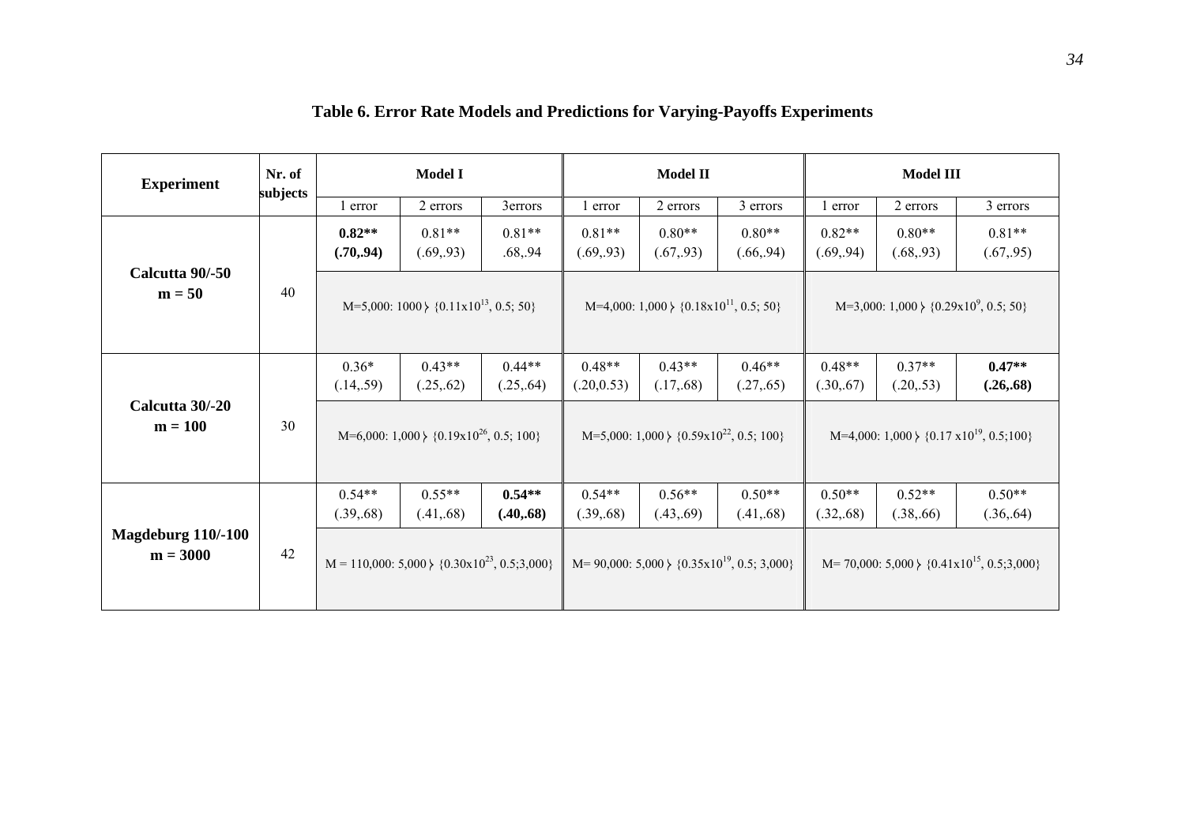**Table 6. Error Rate Models and Predictions for Varying-Payoffs Experiments**

| Experiment | Nr. of subjects | Model I | | | Model II | | | Model III | | |
|---|---|---|---|---|---|---|---|---|---|---|
| | | 1 error | 2 errors | 3errors | 1 error | 2 errors | 3 errors | 1 error | 2 errors | 3 errors |
| **Calcutta 90/-50 m = 50** | 40 | **0.82**** **(.70,.94)** | 0.81** (.69,.93) | 0.81** .68,.94 | 0.81** (.69,.93) | 0.80** (.67,.93) | 0.80** (.66,.94) | 0.82** (.69,.94) | 0.80** (.68,.93) | 0.81** (.67,.95) |
| | | M=5,000: 1000 ≻ {$0.11\text{x}10^{13}$, 0.5; 50} | | | M=4,000: 1,000 ≻ {$0.18\text{x}10^{11}$, 0.5; 50} | | | M=3,000: 1,000 ≻ {$0.29\text{x}10^{9}$, 0.5; 50} | | |
| **Calcutta 30/-20 m = 100** | 30 | 0.36* (.14,.59) | 0.43** (.25,.62) | 0.44** (.25,.64) | 0.48** (.20,0.53) | 0.43** (.17,.68) | 0.46** (.27,.65) | 0.48** (.30,.67) | 0.37** (.20,.53) | **0.47**** **(.26,.68)** |
| | | M=6,000: 1,000 ≻ {$0.19\text{x}10^{26}$, 0.5; 100} | | | M=5,000: 1,000 ≻ {$0.59\text{x}10^{22}$, 0.5; 100} | | | M=4,000: 1,000 ≻ {$0.17\ \text{x}10^{19}$, 0.5;100} | | |
| **Magdeburg 110/-100 m = 3000** | 42 | 0.54** (.39,.68) | 0.55** (.41,.68) | **0.54**** **(.40,.68)** | 0.54** (.39,.68) | 0.56** (.43,.69) | 0.50** (.41,.68) | 0.50** (.32,.68) | 0.52** (.38,.66) | 0.50** (.36,.64) |
| | | M = 110,000: 5,000 ≻ {$0.30\text{x}10^{23}$, 0.5;3,000} | | | M= 90,000: 5,000 ≻ {$0.35\text{x}10^{19}$, 0.5; 3,000} | | | M= 70,000: 5,000 ≻ {$0.41\text{x}10^{15}$, 0.5;3,000} | | |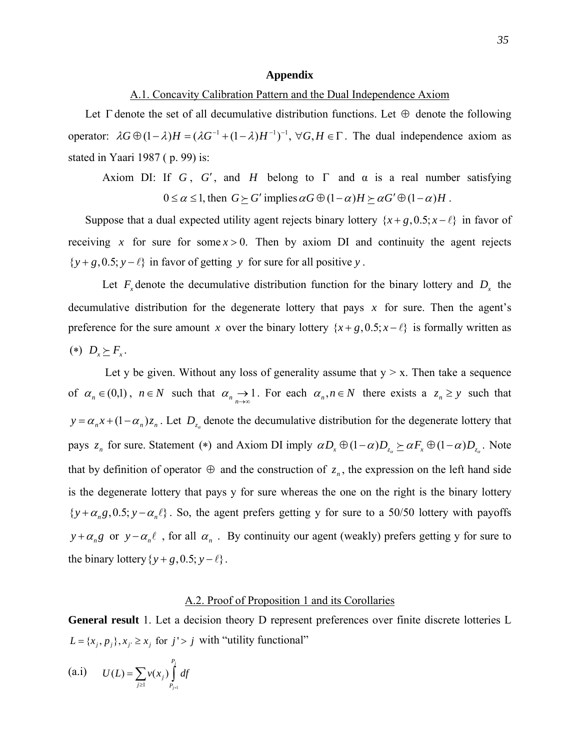## Appendix

### A.1. Concavity Calibration Pattern and the Dual Independence Axiom

Let $\Gamma$ denote the set of all decumulative distribution functions. Let $\oplus$ denote the following operator: $\lambda G \oplus (1-\lambda)H = (\lambda G^{-1} + (1-\lambda)H^{-1})^{-1}, \; \forall G, H \in \Gamma$. The dual independence axiom as stated in Yaari 1987 ( p. 99) is:

Axiom DI: If $G$, $G'$, and $H$ belong to $\Gamma$ and α is a real number satisfying $0 \le \alpha \le 1$, then $G \succeq G'$ implies $\alpha G \oplus (1-\alpha)H \succeq \alpha G' \oplus (1-\alpha)H$.

Suppose that a dual expected utility agent rejects binary lottery $\{x+g, 0.5; x-\ell\}$ in favor of receiving $x$ for sure for some $x > 0$. Then by axiom DI and continuity the agent rejects $\{y+g, 0.5; y-\ell\}$ in favor of getting $y$ for sure for all positive $y$.

Let $F_x$ denote the decumulative distribution function for the binary lottery and $D_x$ the decumulative distribution for the degenerate lottery that pays $x$ for sure. Then the agent's preference for the sure amount $x$ over the binary lottery $\{x+g, 0.5; x-\ell\}$ is formally written as $(*)$ $D_x \succeq F_x$.

Let y be given. Without any loss of generality assume that y > x. Then take a sequence of $\alpha_n \in (0,1)$, $n \in N$ such that $\alpha_n \underset{n\to\infty}{\to} 1$. For each $\alpha_n, n \in N$ there exists a $z_n \ge y$ such that $y = \alpha_n x + (1-\alpha_n) z_n$. Let $D_{z_\alpha}$ denote the decumulative distribution for the degenerate lottery that pays $z_n$ for sure. Statement $(*)$ and Axiom DI imply $\alpha D_x \oplus (1-\alpha) D_{z_\alpha} \succeq \alpha F_x \oplus (1-\alpha) D_{z_\alpha}$. Note that by definition of operator $\oplus$ and the construction of $z_n$, the expression on the left hand side is the degenerate lottery that pays y for sure whereas the one on the right is the binary lottery $\{y+\alpha_n g, 0.5; y-\alpha_n \ell\}$. So, the agent prefers getting y for sure to a 50/50 lottery with payoffs $y+\alpha_n g$ or $y-\alpha_n \ell$ , for all $\alpha_n$ . By continuity our agent (weakly) prefers getting y for sure to the binary lottery $\{y+g, 0.5; y-\ell\}$.

### A.2. Proof of Proposition 1 and its Corollaries

**General result** 1. Let a decision theory D represent preferences over finite discrete lotteries L $L = \{x_j, p_j\}, x_{j'} \ge x_j$ for $j' > j$ with "utility functional"

(a.i) $$U(L) = \sum_{j \ge 1} v(x_j) \int_{P_{j+1}}^{P_j} df$$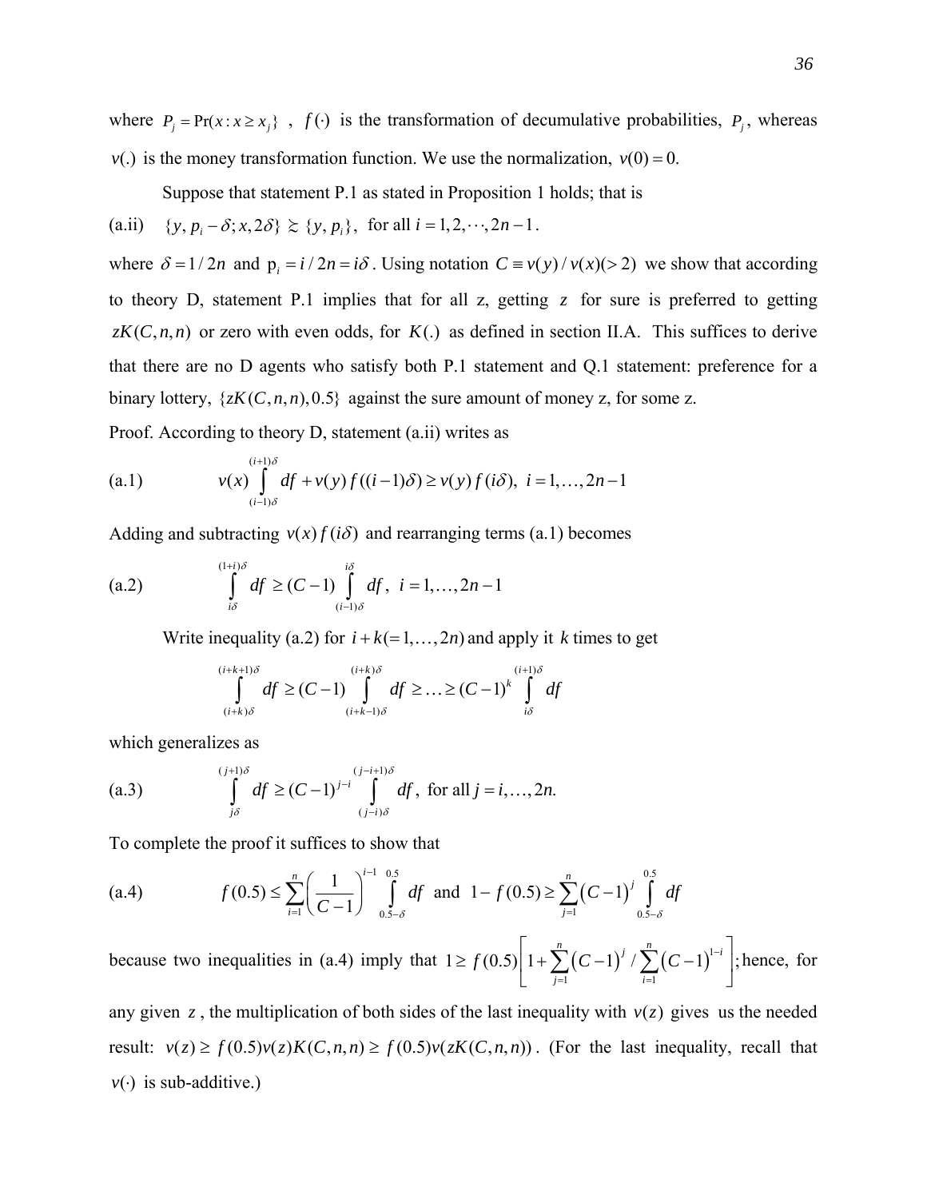where $P_j = \Pr(x : x \geq x_j\}$ , $f(\cdot)$ is the transformation of decumulative probabilities, $P_j$, whereas $v(.)$ is the money transformation function. We use the normalization, $v(0) = 0.$

Suppose that statement P.1 as stated in Proposition 1 holds; that is

(a.ii) $\{y, p_i - \delta; x, 2\delta\} \succsim \{y, p_i\}$, for all $i = 1, 2, \cdots, 2n-1$.

where $\delta = 1/2n$ and $p_i = i/2n = i\delta$. Using notation $C \equiv v(y)/v(x)(>2)$ we show that according to theory D, statement P.1 implies that for all z, getting $z$ for sure is preferred to getting $zK(C,n,n)$ or zero with even odds, for $K(.)$ as defined in section II.A. This suffices to derive that there are no D agents who satisfy both P.1 statement and Q.1 statement: preference for a binary lottery, $\{zK(C,n,n), 0.5\}$ against the sure amount of money z, for some z.

Proof. According to theory D, statement (a.ii) writes as

(a.1) $$v(x)\int_{(i-1)\delta}^{(i+1)\delta} df + v(y) f((i-1)\delta) \geq v(y) f(i\delta), \; i = 1, \ldots, 2n-1$$

Adding and subtracting $v(x) f(i\delta)$ and rearranging terms (a.1) becomes

(a.2) $$\int_{i\delta}^{(1+i)\delta} df \geq (C-1)\int_{(i-1)\delta}^{i\delta} df, \; i = 1, \ldots, 2n-1$$

Write inequality (a.2) for $i + k (=1, \ldots, 2n)$ and apply it $k$ times to get

$$\int_{(i+k)\delta}^{(i+k+1)\delta} df \geq (C-1)\int_{(i+k-1)\delta}^{(i+k)\delta} df \geq \ldots \geq (C-1)^k \int_{i\delta}^{(i+1)\delta} df$$

which generalizes as

(a.3) $$\int_{j\delta}^{(j+1)\delta} df \geq (C-1)^{j-i}\int_{(j-i)\delta}^{(j-i+1)\delta} df, \text{ for all } j = i, \ldots, 2n.$$

To complete the proof it suffices to show that

(a.4) $$f(0.5) \leq \sum_{i=1}^{n}\left(\frac{1}{C-1}\right)^{i-1}\int_{0.5-\delta}^{0.5} df \text{ and } 1 - f(0.5) \geq \sum_{j=1}^{n}(C-1)^j \int_{0.5-\delta}^{0.5} df$$

because two inequalities in (a.4) imply that $1 \geq f(0.5)\left[1 + \sum_{j=1}^{n}(C-1)^j / \sum_{i=1}^{n}(C-1)^{1-i}\right]$; hence, for any given $z$, the multiplication of both sides of the last inequality with $v(z)$ gives us the needed result: $v(z) \geq f(0.5)v(z)K(C,n,n) \geq f(0.5)v(zK(C,n,n))$. (For the last inequality, recall that $v(\cdot)$ is sub-additive.)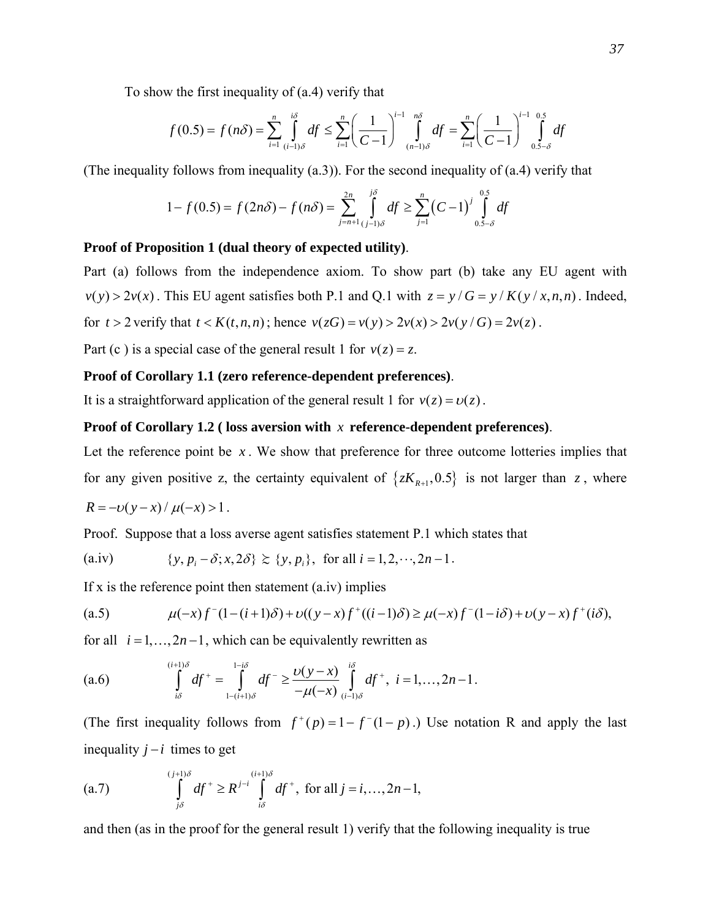To show the first inequality of (a.4) verify that

$$f(0.5) = f(n\delta) = \sum_{i=1}^{n} \int_{(i-1)\delta}^{i\delta} df \le \sum_{i=1}^{n} \left(\frac{1}{C-1}\right)^{i-1} \int_{(n-1)\delta}^{n\delta} df = \sum_{i=1}^{n} \left(\frac{1}{C-1}\right)^{i-1} \int_{0.5-\delta}^{0.5} df$$

(The inequality follows from inequality (a.3)). For the second inequality of (a.4) verify that

$$1 - f(0.5) = f(2n\delta) - f(n\delta) = \sum_{j=n+1}^{2n} \int_{(j-1)\delta}^{j\delta} df \ge \sum_{j=1}^{n} \left(C-1\right)^{j} \int_{0.5-\delta}^{0.5} df$$

**Proof of Proposition 1 (dual theory of expected utility)**.

Part (a) follows from the independence axiom. To show part (b) take any EU agent with $v(y) > 2v(x)$. This EU agent satisfies both P.1 and Q.1 with $z = y/G = y/K(y/x,n,n)$. Indeed, for $t > 2$ verify that $t < K(t,n,n)$; hence $v(zG) = v(y) > 2v(x) > 2v(y/G) = 2v(z)$.

Part (c ) is a special case of the general result 1 for $v(z) = z$.

**Proof of Corollary 1.1 (zero reference-dependent preferences)**.

It is a straightforward application of the general result 1 for $v(z) = \upsilon(z)$.

**Proof of Corollary 1.2 ( loss aversion with $x$ reference-dependent preferences)**.

Let the reference point be $x$. We show that preference for three outcome lotteries implies that for any given positive z, the certainty equivalent of $\{zK_{R+1}, 0.5\}$ is not larger than $z$, where $R = -\upsilon(y-x)/\mu(-x) > 1$.

Proof. Suppose that a loss averse agent satisfies statement P.1 which states that

(a.iv) $\quad \{y, p_i - \delta; x, 2\delta\} \succsim \{y, p_i\}, \;$ for all $i = 1, 2, \cdots, 2n-1$.

If x is the reference point then statement (a.iv) implies

(a.5) $\quad \mu(-x) f^{-}(1-(i+1)\delta) + \upsilon((y-x) f^{+}((i-1)\delta) \ge \mu(-x) f^{-}(1-i\delta) + \upsilon(y-x) f^{+}(i\delta),$

for all $i = 1, \ldots, 2n-1$, which can be equivalently rewritten as

(a.6) $$\int_{i\delta}^{(i+1)\delta} df^{+} = \int_{1-(i+1)\delta}^{1-i\delta} df^{-} \ge \frac{\upsilon(y-x)}{-\mu(-x)} \int_{(i-1)\delta}^{i\delta} df^{+}, \; i = 1, \ldots, 2n-1.$$

(The first inequality follows from $f^{+}(p) = 1 - f^{-}(1-p)$.) Use notation R and apply the last inequality $j-i$ times to get

(a.7) $$\int_{j\delta}^{(j+1)\delta} df^{+} \ge R^{j-i} \int_{i\delta}^{(i+1)\delta} df^{+}, \; \text{for all } j = i, \ldots, 2n-1,$$

and then (as in the proof for the general result 1) verify that the following inequality is true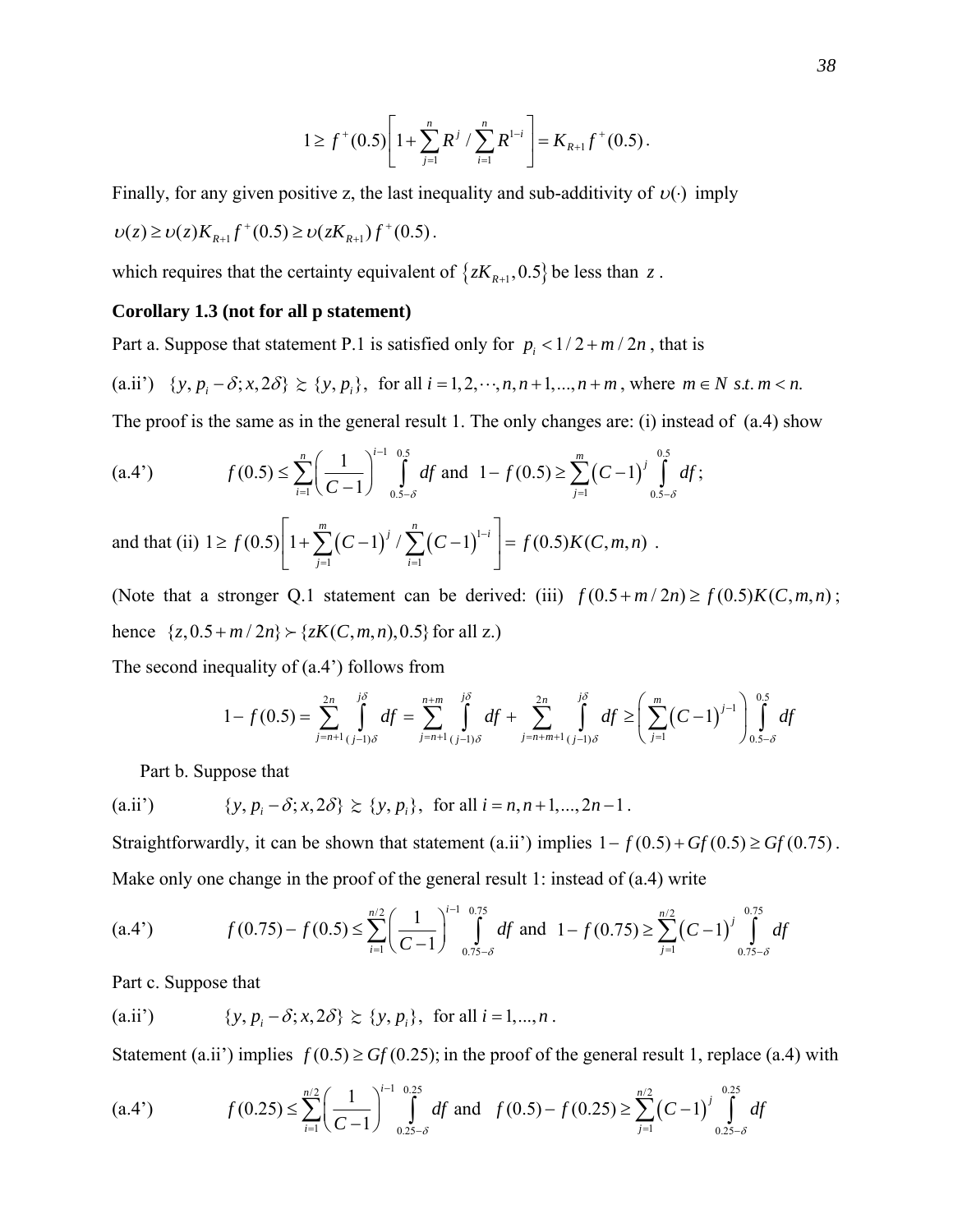$$1 \geq f^+(0.5)\left[1+\sum_{j=1}^{n} R^j \Big/ \sum_{i=1}^{n} R^{1-i}\right] = K_{R+1} f^+(0.5).$$

Finally, for any given positive z, the last inequality and sub-additivity of $\upsilon(\cdot)$ imply

$\upsilon(z) \geq \upsilon(z) K_{R+1} f^+(0.5) \geq \upsilon(z K_{R+1}) f^+(0.5)$.

which requires that the certainty equivalent of $\{zK_{R+1}, 0.5\}$ be less than $z$.

**Corollary 1.3 (not for all p statement)**

Part a. Suppose that statement P.1 is satisfied only for $p_i < 1/2 + m/2n$, that is

(a.ii') $\{y, p_i - \delta; x, 2\delta\} \succsim \{y, p_i\}$, for all $i = 1, 2, \cdots, n, n+1, ..., n+m$, where $m \in N$ s.t. $m < n$.

The proof is the same as in the general result 1. The only changes are: (i) instead of (a.4) show

(a.4') $\qquad f(0.5) \leq \sum_{i=1}^{n}\left(\frac{1}{C-1}\right)^{i-1} \int_{0.5-\delta}^{0.5} df$ and $1 - f(0.5) \geq \sum_{j=1}^{m}\left(C-1\right)^{j} \int_{0.5-\delta}^{0.5} df$;

and that (ii) $1 \geq f(0.5)\left[1+\sum_{j=1}^{m}\left(C-1\right)^{j} \Big/ \sum_{i=1}^{n}\left(C-1\right)^{1-i}\right] = f(0.5)K(C,m,n)$.

(Note that a stronger Q.1 statement can be derived: (iii) $f(0.5+m/2n) \geq f(0.5)K(C,m,n)$; hence $\{z, 0.5+m/2n\} \succ \{zK(C,m,n), 0.5\}$ for all z.)

The second inequality of (a.4') follows from

$$1 - f(0.5) = \sum_{j=n+1}^{2n} \int_{(j-1)\delta}^{j\delta} df = \sum_{j=n+1}^{n+m} \int_{(j-1)\delta}^{j\delta} df + \sum_{j=n+m+1}^{2n} \int_{(j-1)\delta}^{j\delta} df \geq \left(\sum_{j=1}^{m}\left(C-1\right)^{j-1}\right) \int_{0.5-\delta}^{0.5} df$$

Part b. Suppose that

(a.ii') $\qquad \{y, p_i - \delta; x, 2\delta\} \succsim \{y, p_i\}$, for all $i = n, n+1, ..., 2n-1$.

Straightforwardly, it can be shown that statement (a.ii') implies $1 - f(0.5) + Gf(0.5) \geq Gf(0.75)$. Make only one change in the proof of the general result 1: instead of (a.4) write

(a.4') $\qquad f(0.75) - f(0.5) \leq \sum_{i=1}^{n/2}\left(\frac{1}{C-1}\right)^{i-1} \int_{0.75-\delta}^{0.75} df$ and $1 - f(0.75) \geq \sum_{j=1}^{n/2}\left(C-1\right)^{j} \int_{0.75-\delta}^{0.75} df$

Part c. Suppose that

(a.ii') $\qquad \{y, p_i - \delta; x, 2\delta\} \succsim \{y, p_i\}$, for all $i = 1, ..., n$.

Statement (a.ii') implies $f(0.5) \geq Gf(0.25)$; in the proof of the general result 1, replace (a.4) with

(a.4') $\qquad f(0.25) \leq \sum_{i=1}^{n/2}\left(\frac{1}{C-1}\right)^{i-1} \int_{0.25-\delta}^{0.25} df$ and $f(0.5) - f(0.25) \geq \sum_{j=1}^{n/2}\left(C-1\right)^{j} \int_{0.25-\delta}^{0.25} df$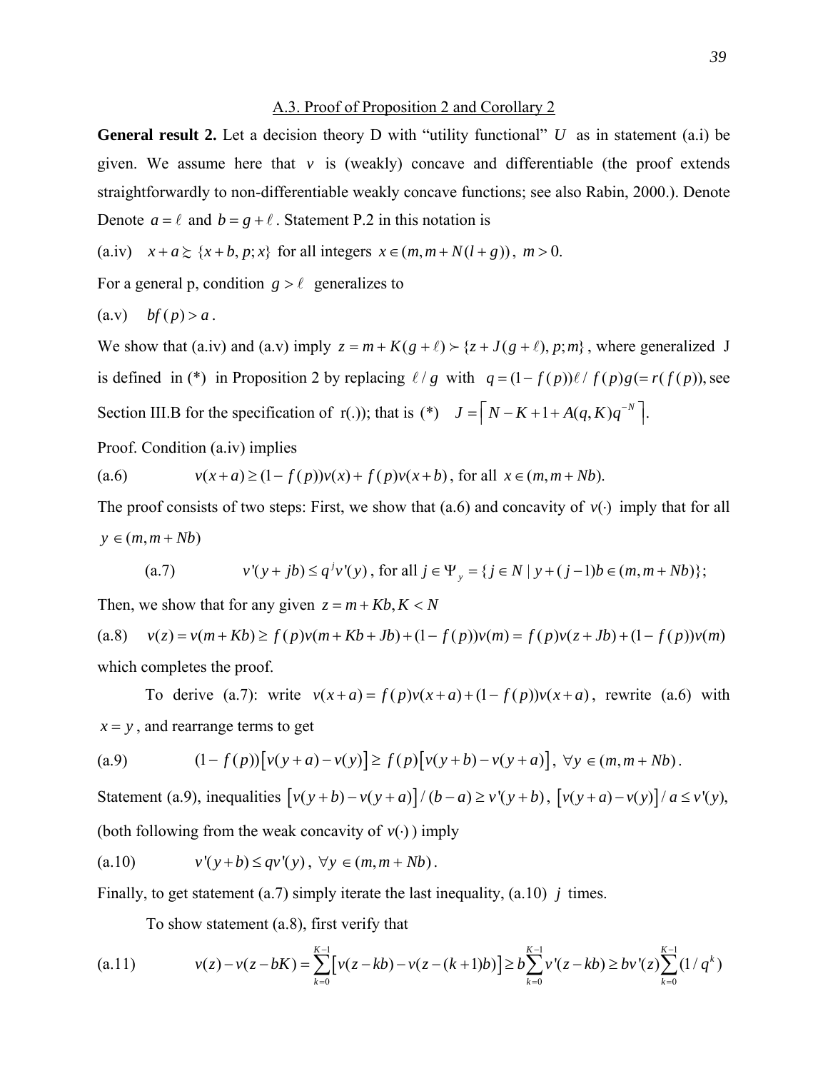A.3. Proof of Proposition 2 and Corollary 2

**General result 2.** Let a decision theory D with "utility functional" $U$ as in statement (a.i) be given. We assume here that $v$ is (weakly) concave and differentiable (the proof extends straightforwardly to non-differentiable weakly concave functions; see also Rabin, 2000.). Denote Denote $a = \ell$ and $b = g + \ell$. Statement P.2 in this notation is

(a.iv) $\quad x + a \succsim \{x + b, p; x\}$ for all integers $x \in (m, m + N(l + g))$, $m > 0$.

For a general p, condition $g > \ell$ generalizes to

(a.v) $\quad bf(p) > a$.

We show that (a.iv) and (a.v) imply $z = m + K(g + \ell) \succ \{z + J(g + \ell), p; m\}$, where generalized J is defined in (*) in Proposition 2 by replacing $\ell / g$ with $q = (1 - f(p))\ell / f(p)g (= r(f(p))$, see Section III.B for the specification of r(.)); that is (*) $\quad J = \lceil N - K + 1 + A(q, K)q^{-N} \rceil$.

Proof. Condition (a.iv) implies

(a.6) $\qquad v(x + a) \geq (1 - f(p))v(x) + f(p)v(x + b)$, for all $x \in (m, m + Nb)$.

The proof consists of two steps: First, we show that (a.6) and concavity of $v(\cdot)$ imply that for all $y \in (m, m + Nb)$

(a.7) $\qquad v'(y + jb) \leq q^j v'(y)$, for all $j \in \Psi_y = \{j \in N \mid y + (j - 1)b \in (m, m + Nb)\}$;

Then, we show that for any given $z = m + Kb, K < N$

(a.8) $\quad v(z) = v(m + Kb) \geq f(p)v(m + Kb + Jb) + (1 - f(p))v(m) = f(p)v(z + Jb) + (1 - f(p))v(m)$

which completes the proof.

To derive (a.7): write $v(x + a) = f(p)v(x + a) + (1 - f(p))v(x + a)$, rewrite (a.6) with $x = y$, and rearrange terms to get

(a.9) $\qquad (1 - f(p))\left[v(y + a) - v(y)\right] \geq f(p)\left[v(y + b) - v(y + a)\right], \ \forall y \in (m, m + Nb)$.

Statement (a.9), inequalities $\left[v(y + b) - v(y + a)\right] / (b - a) \geq v'(y + b)$, $\left[v(y + a) - v(y)\right] / a \leq v'(y)$, (both following from the weak concavity of $v(\cdot)$) imply

(a.10) $\qquad v'(y + b) \leq qv'(y), \ \forall y \in (m, m + Nb)$.

Finally, to get statement (a.7) simply iterate the last inequality, (a.10) $j$ times.

To show statement (a.8), first verify that

(a.11) $$v(z) - v(z - bK) = \sum_{k=0}^{K-1}\left[v(z - kb) - v(z - (k + 1)b)\right] \geq b\sum_{k=0}^{K-1} v'(z - kb) \geq bv'(z)\sum_{k=0}^{K-1}(1 / q^k)$$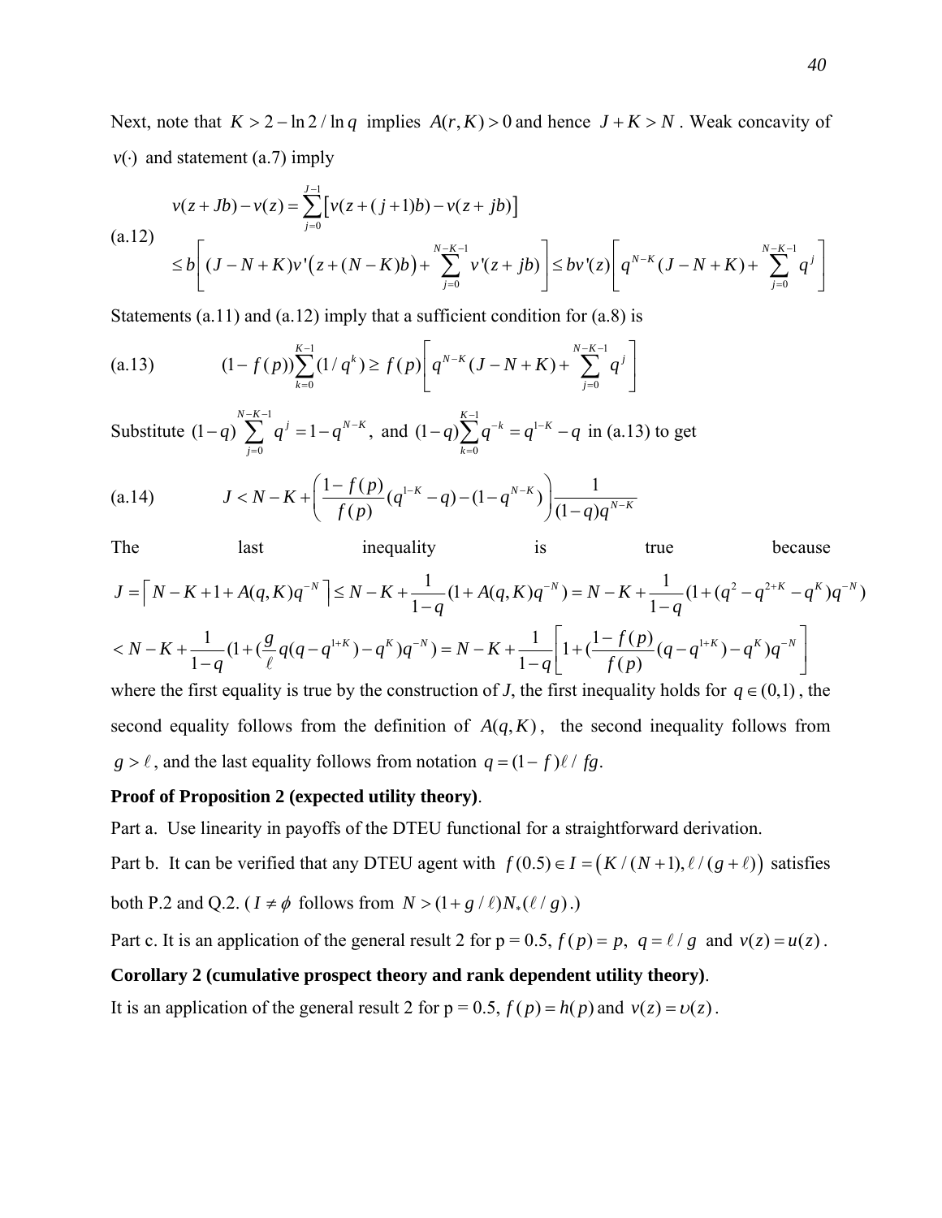Next, note that $K > 2 - \ln 2 / \ln q$ implies $A(r, K) > 0$ and hence $J + K > N$. Weak concavity of $v(\cdot)$ and statement (a.7) imply

$$
\text{(a.12)} \qquad
\begin{aligned}
v(z+Jb) - v(z) &= \sum_{j=0}^{J-1} \left[ v(z+(j+1)b) - v(z+jb) \right] \\
&\leq b\left[ (J-N+K)v'\big(z+(N-K)b\big) + \sum_{j=0}^{N-K-1} v'(z+jb) \right] \leq bv'(z)\left[ q^{N-K}(J-N+K) + \sum_{j=0}^{N-K-1} q^j \right]
\end{aligned}
$$

Statements (a.11) and (a.12) imply that a sufficient condition for (a.8) is

$$
\text{(a.13)} \qquad (1-f(p))\sum_{k=0}^{K-1}(1/q^k) \geq f(p)\left[ q^{N-K}(J-N+K) + \sum_{j=0}^{N-K-1} q^j \right]
$$

Substitute $(1-q)\sum_{j=0}^{N-K-1} q^j = 1 - q^{N-K}$, and $(1-q)\sum_{k=0}^{K-1} q^{-k} = q^{1-K} - q$ in (a.13) to get

$$
\text{(a.14)} \qquad J < N - K + \left( \frac{1-f(p)}{f(p)}(q^{1-K} - q) - (1 - q^{N-K}) \right) \frac{1}{(1-q)q^{N-K}}
$$

The last inequality is true because

$$
J = \left\lceil N - K + 1 + A(q,K)q^{-N} \right\rceil \leq N - K + \frac{1}{1-q}(1 + A(q,K)q^{-N}) = N - K + \frac{1}{1-q}(1 + (q^2 - q^{2+K} - q^K)q^{-N})
$$

$$
< N - K + \frac{1}{1-q}(1 + (\frac{g}{\ell}q(q - q^{1+K}) - q^K)q^{-N}) = N - K + \frac{1}{1-q}\left[ 1 + (\frac{1-f(p)}{f(p)}(q - q^{1+K}) - q^K)q^{-N} \right]
$$

where the first equality is true by the construction of *J*, the first inequality holds for $q \in (0,1)$, the second equality follows from the definition of $A(q, K)$, the second inequality follows from $g > \ell$, and the last equality follows from notation $q = (1-f)\ell / fg$.

**Proof of Proposition 2 (expected utility theory)**.

Part a. Use linearity in payoffs of the DTEU functional for a straightforward derivation.

Part b. It can be verified that any DTEU agent with $f(0.5) \in I = \left(K/(N+1), \ell/(g+\ell)\right)$ satisfies both P.2 and Q.2. ($I \neq \phi$ follows from $N > (1 + g/\ell)N_*(\ell/g)$.)

Part c. It is an application of the general result 2 for p = 0.5, $f(p) = p$, $q = \ell/g$ and $v(z) = u(z)$.

**Corollary 2 (cumulative prospect theory and rank dependent utility theory)**.

It is an application of the general result 2 for p = 0.5, $f(p) = h(p)$ and $v(z) = \upsilon(z)$.